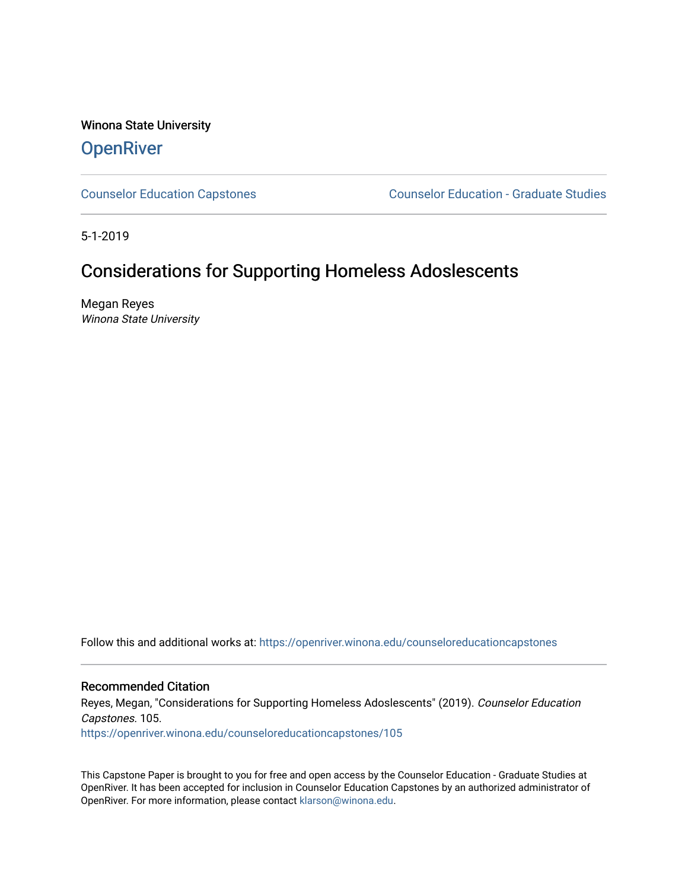Winona State University

# OpenRiver

Counselor Education Capstones

Counselor Education - Graduate Studies

5-1-2019

## Considerations for Supporting Homeless Adoslescents

Megan Reyes
*Winona State University*

Follow this and additional works at: https://openriver.winona.edu/counseloreducationcapstones

### Recommended Citation

Reyes, Megan, "Considerations for Supporting Homeless Adoslescents" (2019). *Counselor Education Capstones*. 105.
https://openriver.winona.edu/counseloreducationcapstones/105

This Capstone Paper is brought to you for free and open access by the Counselor Education - Graduate Studies at OpenRiver. It has been accepted for inclusion in Counselor Education Capstones by an authorized administrator of OpenRiver. For more information, please contact klarson@winona.edu.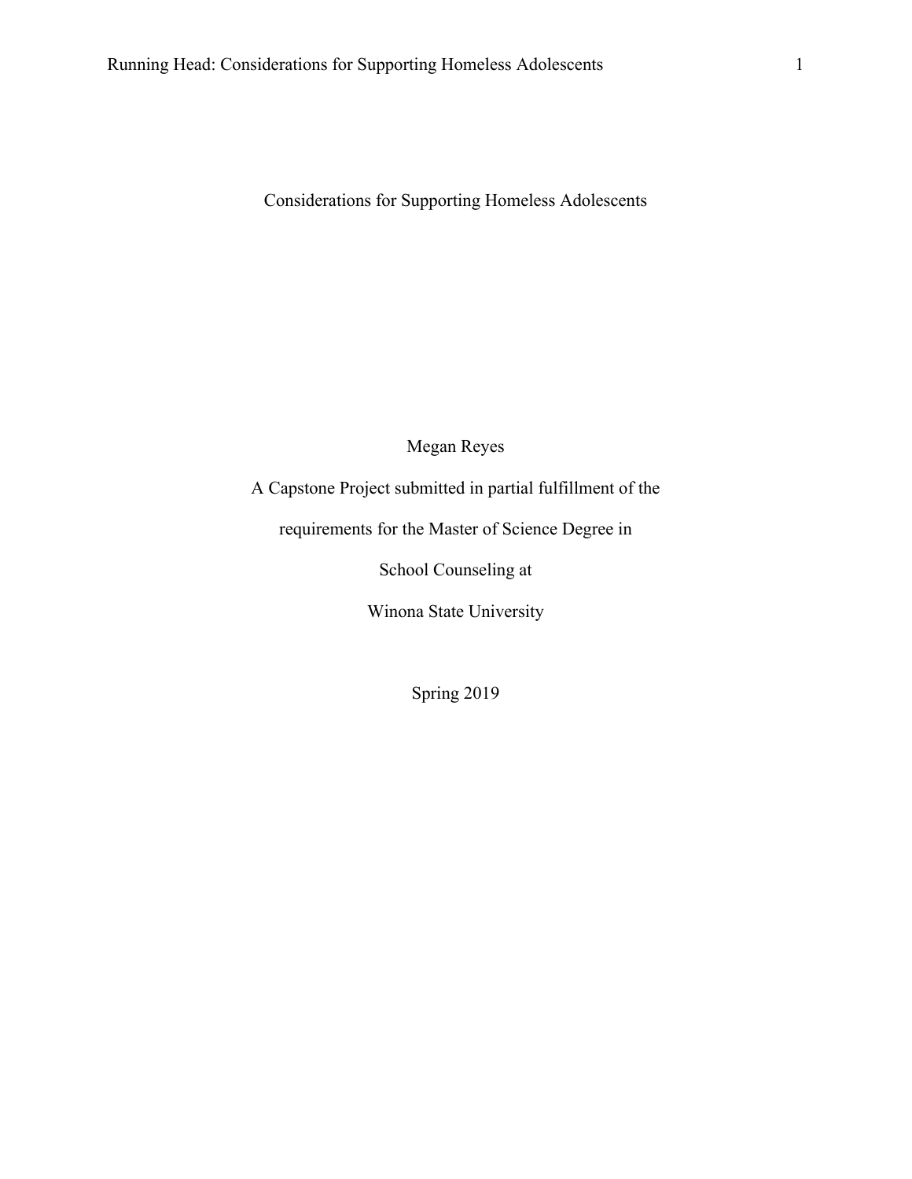# Considerations for Supporting Homeless Adolescents

Megan Reyes

A Capstone Project submitted in partial fulfillment of the

requirements for the Master of Science Degree in

School Counseling at

Winona State University

Spring 2019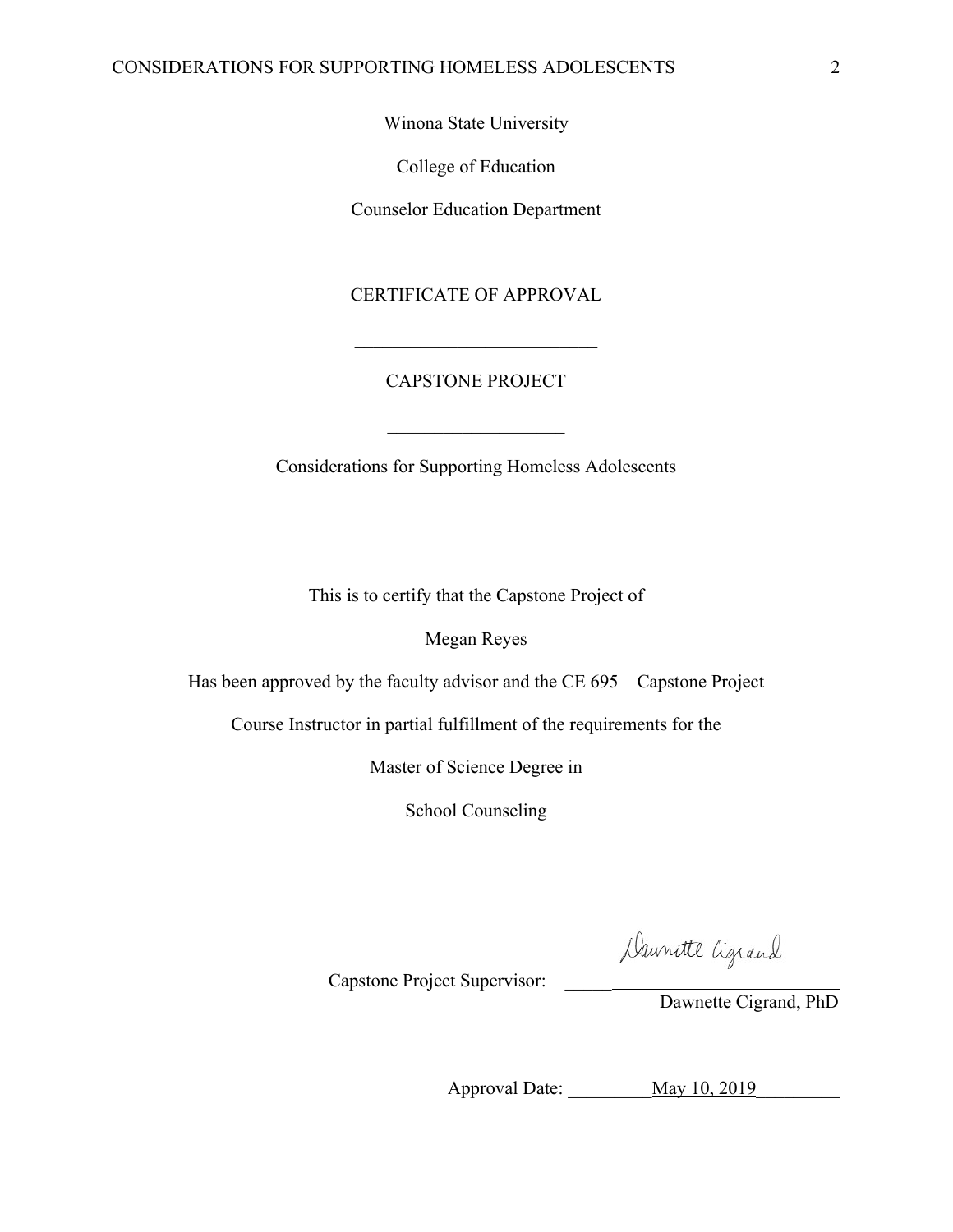Winona State University

College of Education

Counselor Education Department

CERTIFICATE OF APPROVAL

---

CAPSTONE PROJECT

---

Considerations for Supporting Homeless Adolescents

This is to certify that the Capstone Project of

Megan Reyes

Has been approved by the faculty advisor and the CE 695 – Capstone Project

Course Instructor in partial fulfillment of the requirements for the

Master of Science Degree in

School Counseling

Capstone Project Supervisor: Dawnette Cigrand

Dawnette Cigrand, PhD

Approval Date: May 10, 2019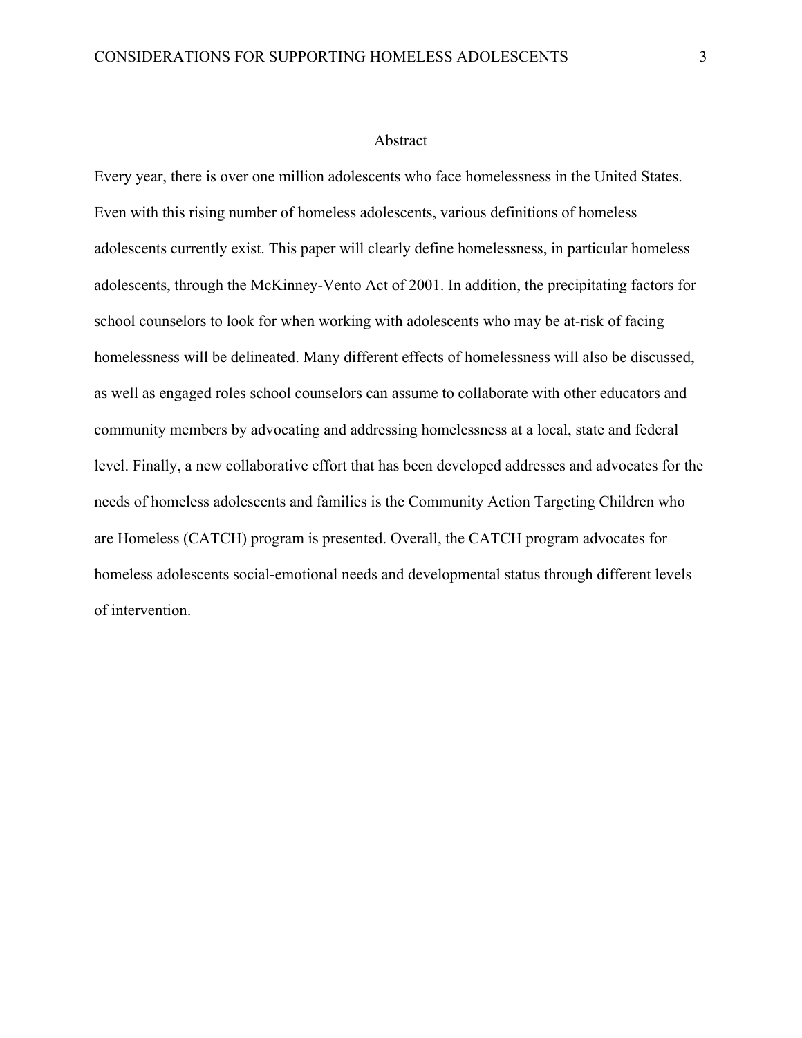# Abstract

Every year, there is over one million adolescents who face homelessness in the United States. Even with this rising number of homeless adolescents, various definitions of homeless adolescents currently exist. This paper will clearly define homelessness, in particular homeless adolescents, through the McKinney-Vento Act of 2001. In addition, the precipitating factors for school counselors to look for when working with adolescents who may be at-risk of facing homelessness will be delineated. Many different effects of homelessness will also be discussed, as well as engaged roles school counselors can assume to collaborate with other educators and community members by advocating and addressing homelessness at a local, state and federal level. Finally, a new collaborative effort that has been developed addresses and advocates for the needs of homeless adolescents and families is the Community Action Targeting Children who are Homeless (CATCH) program is presented. Overall, the CATCH program advocates for homeless adolescents social-emotional needs and developmental status through different levels of intervention.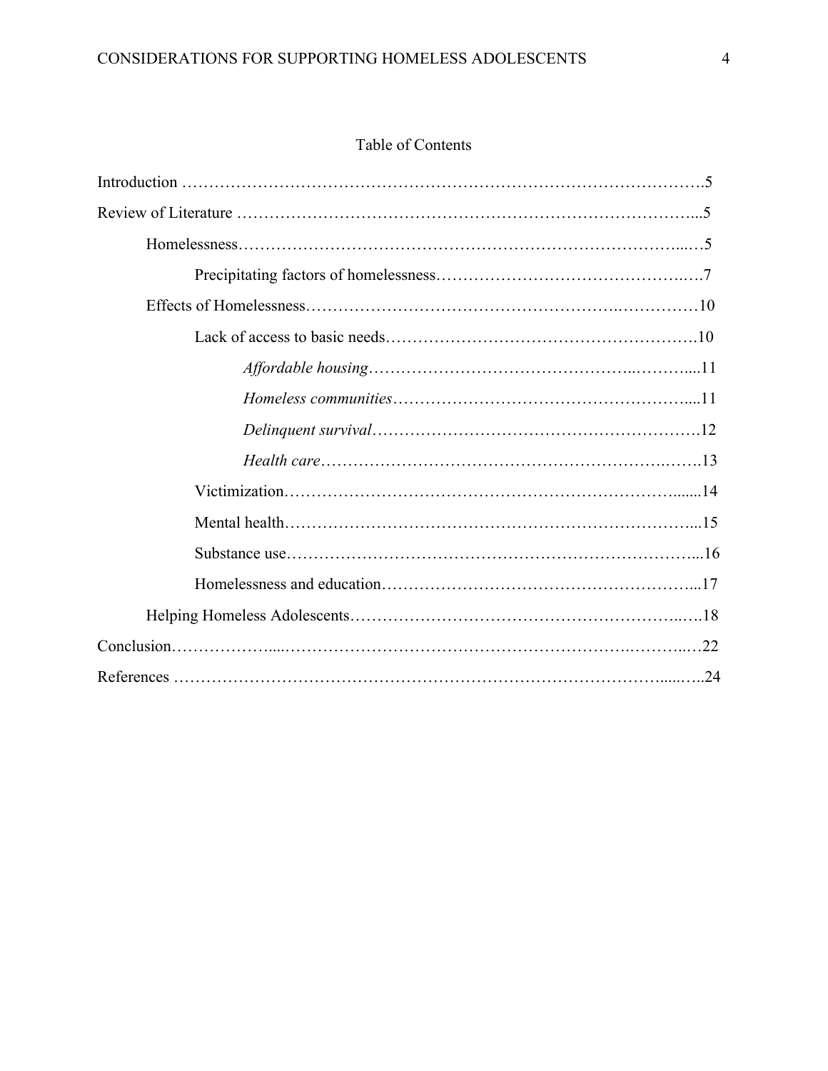# Table of Contents

Introduction ……………………………………………………………………………………….5

Review of Literature ……………………………………………………………………………...5

- Homelessness…………………………………………………………………………...…5
  - Precipitating factors of homelessness…………………………………………….…7
- Effects of Homelessness…………………………………………….……………10
  - Lack of access to basic needs……………………………………………….10
    - *Affordable housing*…………………………………………...………....11
    - *Homeless communities*………………………………………………....11
    - *Delinquent survival*…………………………………………………….12
    - *Health care*……………………………………………………….…….13
  - Victimization…………………………………………………………….......14
  - Mental health……………………………………………………………...15
  - Substance use……………………………………………………………...16
  - Homelessness and education………………………………………………...17
- Helping Homeless Adolescents………………………………………………..….18

Conclusion……………….....………………………………………………….……….…22

References ……………………………………………………………………………......…..24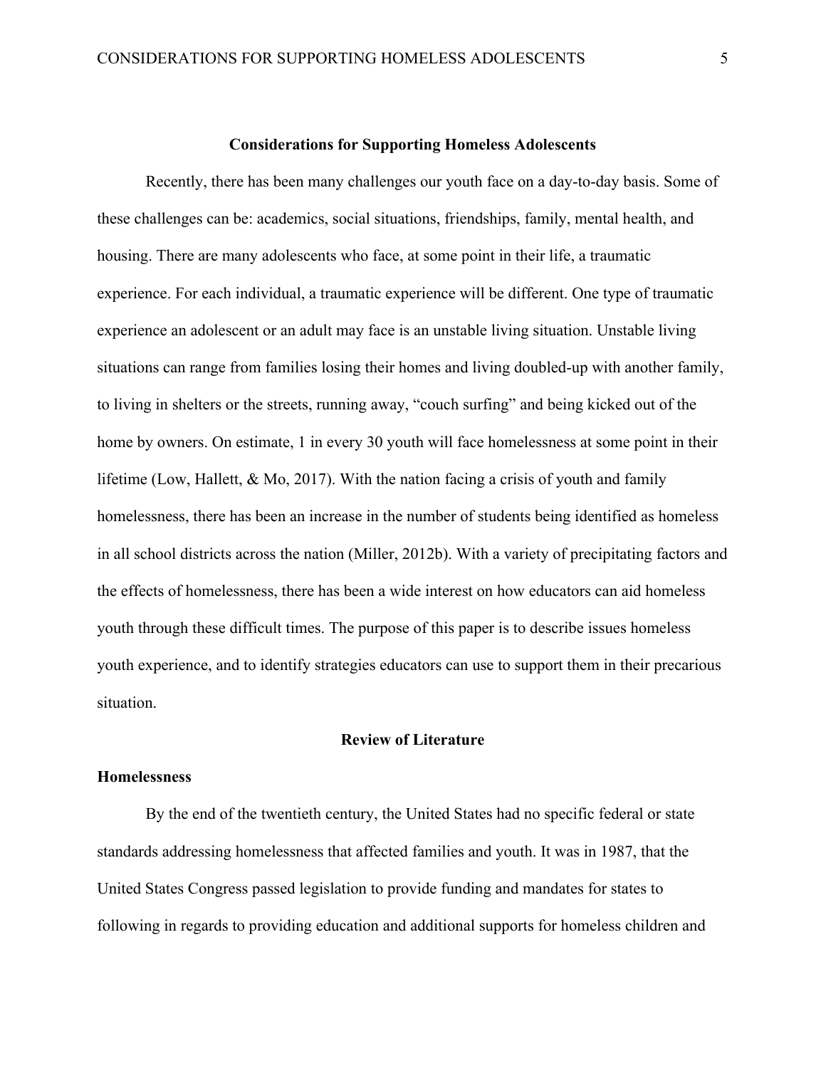## Considerations for Supporting Homeless Adolescents

Recently, there has been many challenges our youth face on a day-to-day basis. Some of these challenges can be: academics, social situations, friendships, family, mental health, and housing. There are many adolescents who face, at some point in their life, a traumatic experience. For each individual, a traumatic experience will be different. One type of traumatic experience an adolescent or an adult may face is an unstable living situation. Unstable living situations can range from families losing their homes and living doubled-up with another family, to living in shelters or the streets, running away, "couch surfing" and being kicked out of the home by owners. On estimate, 1 in every 30 youth will face homelessness at some point in their lifetime (Low, Hallett, & Mo, 2017). With the nation facing a crisis of youth and family homelessness, there has been an increase in the number of students being identified as homeless in all school districts across the nation (Miller, 2012b). With a variety of precipitating factors and the effects of homelessness, there has been a wide interest on how educators can aid homeless youth through these difficult times. The purpose of this paper is to describe issues homeless youth experience, and to identify strategies educators can use to support them in their precarious situation.

## Review of Literature

### Homelessness

By the end of the twentieth century, the United States had no specific federal or state standards addressing homelessness that affected families and youth. It was in 1987, that the United States Congress passed legislation to provide funding and mandates for states to following in regards to providing education and additional supports for homeless children and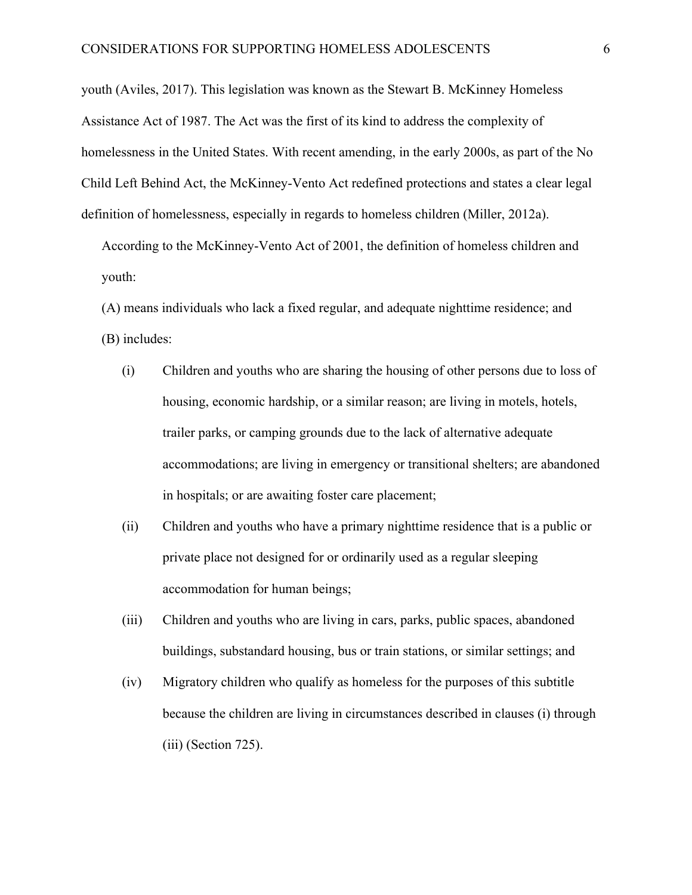youth (Aviles, 2017). This legislation was known as the Stewart B. McKinney Homeless Assistance Act of 1987. The Act was the first of its kind to address the complexity of homelessness in the United States. With recent amending, in the early 2000s, as part of the No Child Left Behind Act, the McKinney-Vento Act redefined protections and states a clear legal definition of homelessness, especially in regards to homeless children (Miller, 2012a).

> According to the McKinney-Vento Act of 2001, the definition of homeless children and youth:
>
> (A) means individuals who lack a fixed regular, and adequate nighttime residence; and
>
> (B) includes:
>
> (i) Children and youths who are sharing the housing of other persons due to loss of housing, economic hardship, or a similar reason; are living in motels, hotels, trailer parks, or camping grounds due to the lack of alternative adequate accommodations; are living in emergency or transitional shelters; are abandoned in hospitals; or are awaiting foster care placement;
>
> (ii) Children and youths who have a primary nighttime residence that is a public or private place not designed for or ordinarily used as a regular sleeping accommodation for human beings;
>
> (iii) Children and youths who are living in cars, parks, public spaces, abandoned buildings, substandard housing, bus or train stations, or similar settings; and
>
> (iv) Migratory children who qualify as homeless for the purposes of this subtitle because the children are living in circumstances described in clauses (i) through (iii) (Section 725).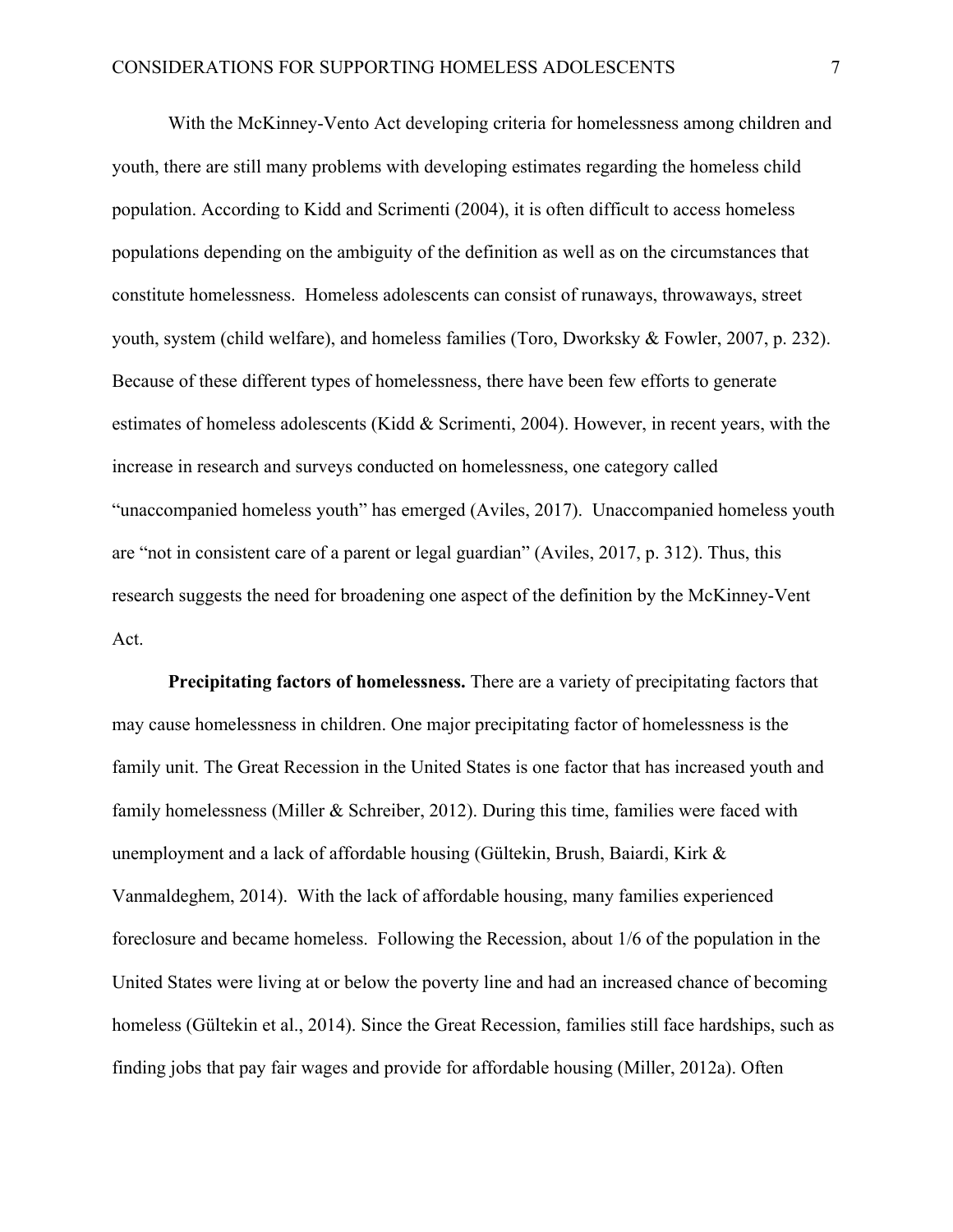With the McKinney-Vento Act developing criteria for homelessness among children and youth, there are still many problems with developing estimates regarding the homeless child population. According to Kidd and Scrimenti (2004), it is often difficult to access homeless populations depending on the ambiguity of the definition as well as on the circumstances that constitute homelessness. Homeless adolescents can consist of runaways, throwaways, street youth, system (child welfare), and homeless families (Toro, Dworksky & Fowler, 2007, p. 232). Because of these different types of homelessness, there have been few efforts to generate estimates of homeless adolescents (Kidd & Scrimenti, 2004). However, in recent years, with the increase in research and surveys conducted on homelessness, one category called "unaccompanied homeless youth" has emerged (Aviles, 2017). Unaccompanied homeless youth are "not in consistent care of a parent or legal guardian" (Aviles, 2017, p. 312). Thus, this research suggests the need for broadening one aspect of the definition by the McKinney-Vent Act.

**Precipitating factors of homelessness.** There are a variety of precipitating factors that may cause homelessness in children. One major precipitating factor of homelessness is the family unit. The Great Recession in the United States is one factor that has increased youth and family homelessness (Miller & Schreiber, 2012). During this time, families were faced with unemployment and a lack of affordable housing (Gültekin, Brush, Baiardi, Kirk & Vanmaldeghem, 2014). With the lack of affordable housing, many families experienced foreclosure and became homeless. Following the Recession, about 1/6 of the population in the United States were living at or below the poverty line and had an increased chance of becoming homeless (Gültekin et al., 2014). Since the Great Recession, families still face hardships, such as finding jobs that pay fair wages and provide for affordable housing (Miller, 2012a). Often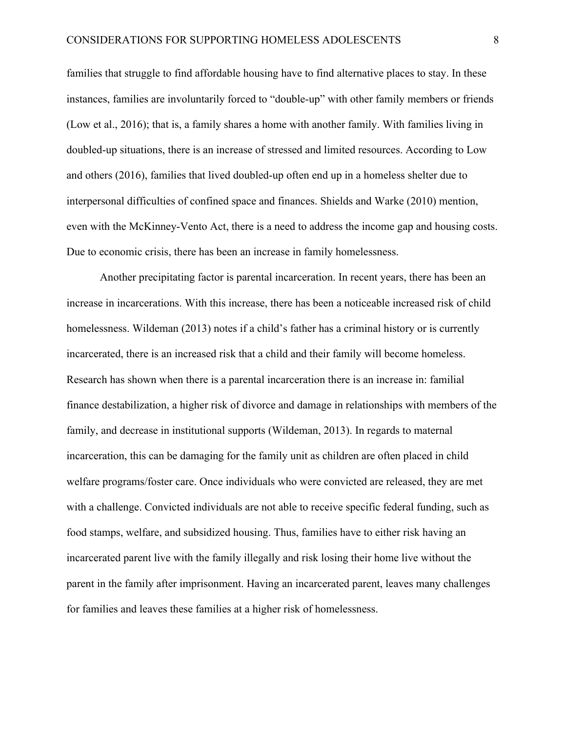families that struggle to find affordable housing have to find alternative places to stay. In these instances, families are involuntarily forced to "double-up" with other family members or friends (Low et al., 2016); that is, a family shares a home with another family. With families living in doubled-up situations, there is an increase of stressed and limited resources. According to Low and others (2016), families that lived doubled-up often end up in a homeless shelter due to interpersonal difficulties of confined space and finances. Shields and Warke (2010) mention, even with the McKinney-Vento Act, there is a need to address the income gap and housing costs. Due to economic crisis, there has been an increase in family homelessness.

Another precipitating factor is parental incarceration. In recent years, there has been an increase in incarcerations. With this increase, there has been a noticeable increased risk of child homelessness. Wildeman (2013) notes if a child's father has a criminal history or is currently incarcerated, there is an increased risk that a child and their family will become homeless. Research has shown when there is a parental incarceration there is an increase in: familial finance destabilization, a higher risk of divorce and damage in relationships with members of the family, and decrease in institutional supports (Wildeman, 2013). In regards to maternal incarceration, this can be damaging for the family unit as children are often placed in child welfare programs/foster care. Once individuals who were convicted are released, they are met with a challenge. Convicted individuals are not able to receive specific federal funding, such as food stamps, welfare, and subsidized housing. Thus, families have to either risk having an incarcerated parent live with the family illegally and risk losing their home live without the parent in the family after imprisonment. Having an incarcerated parent, leaves many challenges for families and leaves these families at a higher risk of homelessness.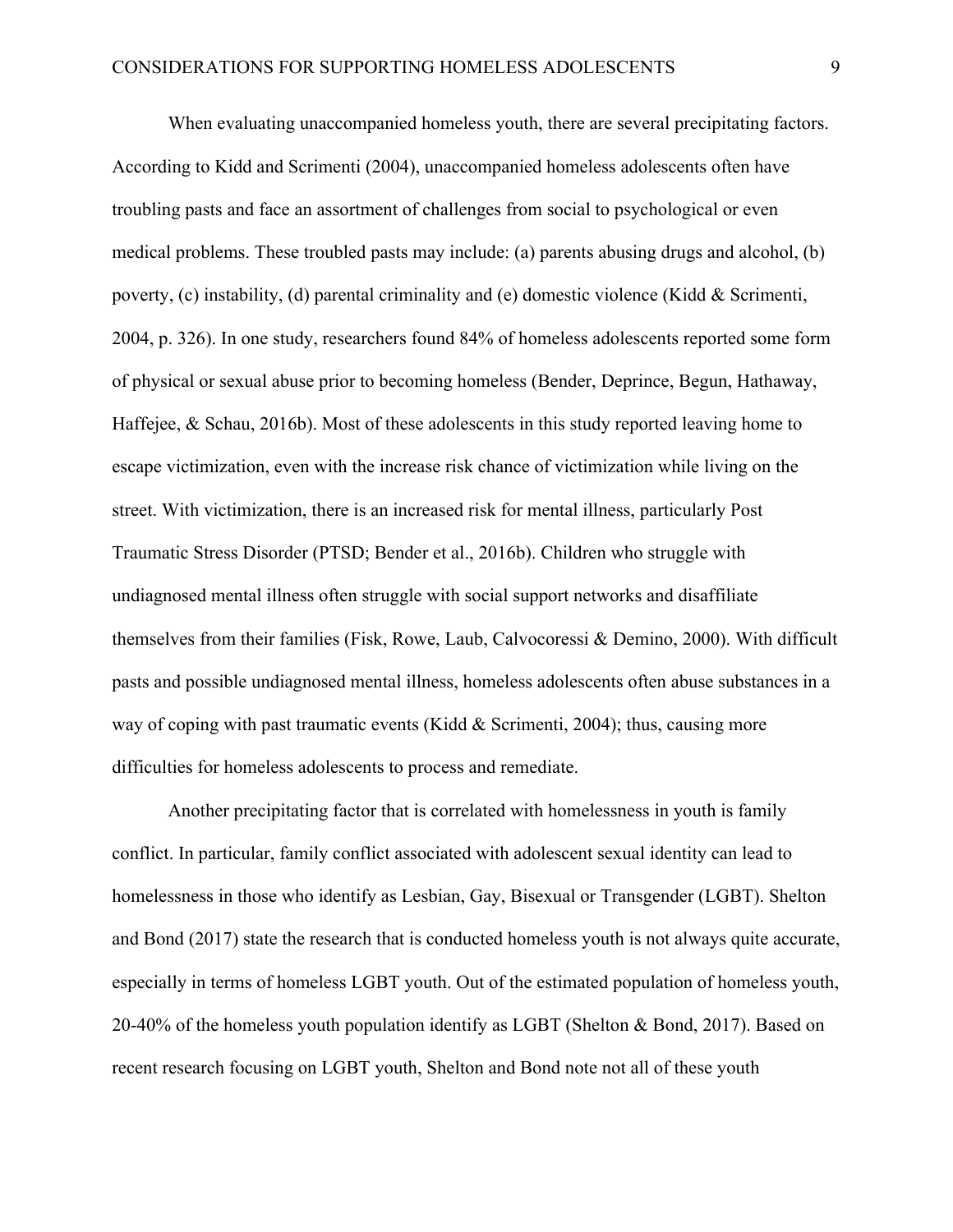When evaluating unaccompanied homeless youth, there are several precipitating factors. According to Kidd and Scrimenti (2004), unaccompanied homeless adolescents often have troubling pasts and face an assortment of challenges from social to psychological or even medical problems. These troubled pasts may include: (a) parents abusing drugs and alcohol, (b) poverty, (c) instability, (d) parental criminality and (e) domestic violence (Kidd & Scrimenti, 2004, p. 326). In one study, researchers found 84% of homeless adolescents reported some form of physical or sexual abuse prior to becoming homeless (Bender, Deprince, Begun, Hathaway, Haffejee, & Schau, 2016b). Most of these adolescents in this study reported leaving home to escape victimization, even with the increase risk chance of victimization while living on the street. With victimization, there is an increased risk for mental illness, particularly Post Traumatic Stress Disorder (PTSD; Bender et al., 2016b). Children who struggle with undiagnosed mental illness often struggle with social support networks and disaffiliate themselves from their families (Fisk, Rowe, Laub, Calvocoressi & Demino, 2000). With difficult pasts and possible undiagnosed mental illness, homeless adolescents often abuse substances in a way of coping with past traumatic events (Kidd & Scrimenti, 2004); thus, causing more difficulties for homeless adolescents to process and remediate.

Another precipitating factor that is correlated with homelessness in youth is family conflict. In particular, family conflict associated with adolescent sexual identity can lead to homelessness in those who identify as Lesbian, Gay, Bisexual or Transgender (LGBT). Shelton and Bond (2017) state the research that is conducted homeless youth is not always quite accurate, especially in terms of homeless LGBT youth. Out of the estimated population of homeless youth, 20-40% of the homeless youth population identify as LGBT (Shelton & Bond, 2017). Based on recent research focusing on LGBT youth, Shelton and Bond note not all of these youth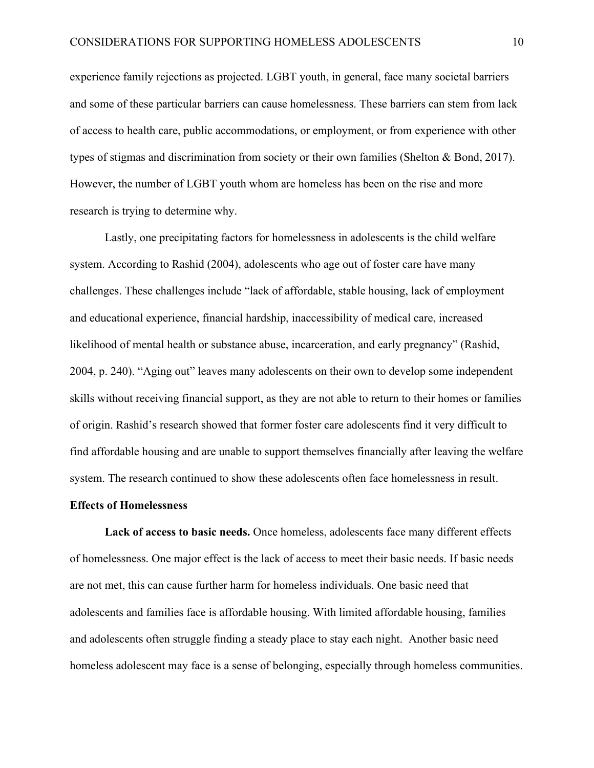experience family rejections as projected. LGBT youth, in general, face many societal barriers and some of these particular barriers can cause homelessness. These barriers can stem from lack of access to health care, public accommodations, or employment, or from experience with other types of stigmas and discrimination from society or their own families (Shelton & Bond, 2017). However, the number of LGBT youth whom are homeless has been on the rise and more research is trying to determine why.

Lastly, one precipitating factors for homelessness in adolescents is the child welfare system. According to Rashid (2004), adolescents who age out of foster care have many challenges. These challenges include "lack of affordable, stable housing, lack of employment and educational experience, financial hardship, inaccessibility of medical care, increased likelihood of mental health or substance abuse, incarceration, and early pregnancy" (Rashid, 2004, p. 240). "Aging out" leaves many adolescents on their own to develop some independent skills without receiving financial support, as they are not able to return to their homes or families of origin. Rashid's research showed that former foster care adolescents find it very difficult to find affordable housing and are unable to support themselves financially after leaving the welfare system. The research continued to show these adolescents often face homelessness in result.

## Effects of Homelessness

**Lack of access to basic needs.** Once homeless, adolescents face many different effects of homelessness. One major effect is the lack of access to meet their basic needs. If basic needs are not met, this can cause further harm for homeless individuals. One basic need that adolescents and families face is affordable housing. With limited affordable housing, families and adolescents often struggle finding a steady place to stay each night. Another basic need homeless adolescent may face is a sense of belonging, especially through homeless communities.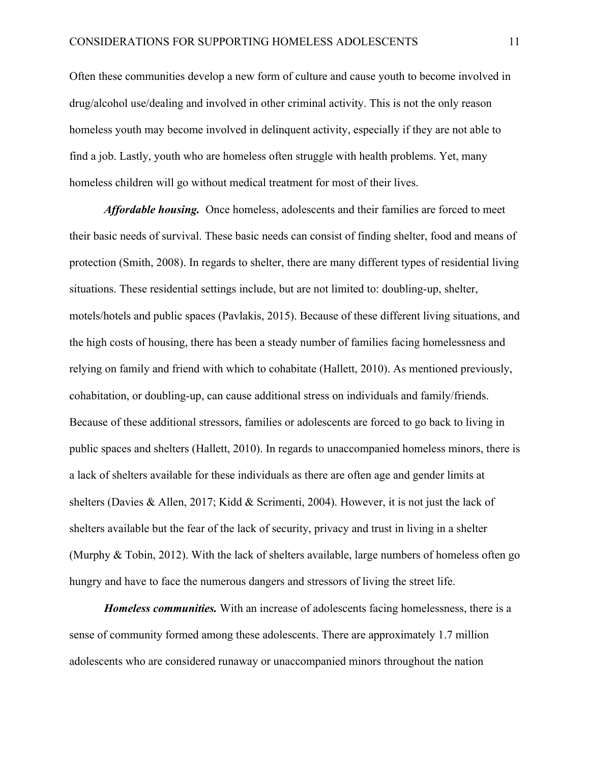Often these communities develop a new form of culture and cause youth to become involved in drug/alcohol use/dealing and involved in other criminal activity. This is not the only reason homeless youth may become involved in delinquent activity, especially if they are not able to find a job. Lastly, youth who are homeless often struggle with health problems. Yet, many homeless children will go without medical treatment for most of their lives.

***Affordable housing.*** Once homeless, adolescents and their families are forced to meet their basic needs of survival. These basic needs can consist of finding shelter, food and means of protection (Smith, 2008). In regards to shelter, there are many different types of residential living situations. These residential settings include, but are not limited to: doubling-up, shelter, motels/hotels and public spaces (Pavlakis, 2015). Because of these different living situations, and the high costs of housing, there has been a steady number of families facing homelessness and relying on family and friend with which to cohabitate (Hallett, 2010). As mentioned previously, cohabitation, or doubling-up, can cause additional stress on individuals and family/friends. Because of these additional stressors, families or adolescents are forced to go back to living in public spaces and shelters (Hallett, 2010). In regards to unaccompanied homeless minors, there is a lack of shelters available for these individuals as there are often age and gender limits at shelters (Davies & Allen, 2017; Kidd & Scrimenti, 2004). However, it is not just the lack of shelters available but the fear of the lack of security, privacy and trust in living in a shelter (Murphy & Tobin, 2012). With the lack of shelters available, large numbers of homeless often go hungry and have to face the numerous dangers and stressors of living the street life.

***Homeless communities.*** With an increase of adolescents facing homelessness, there is a sense of community formed among these adolescents. There are approximately 1.7 million adolescents who are considered runaway or unaccompanied minors throughout the nation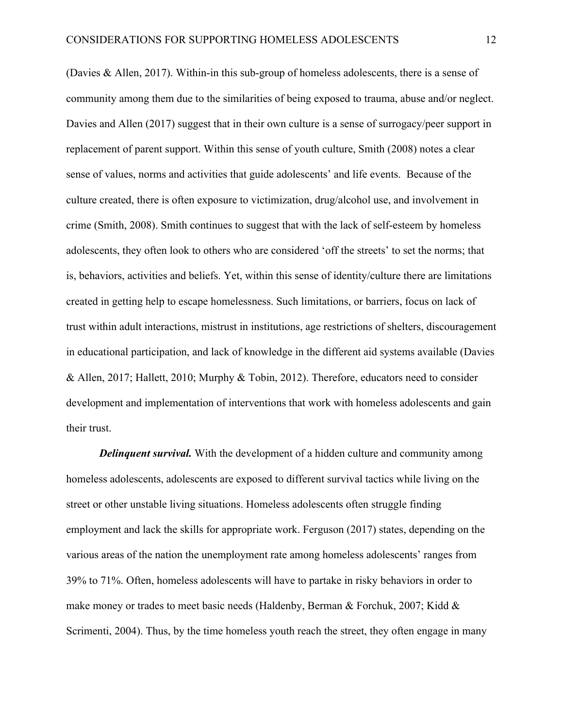(Davies & Allen, 2017). Within-in this sub-group of homeless adolescents, there is a sense of community among them due to the similarities of being exposed to trauma, abuse and/or neglect. Davies and Allen (2017) suggest that in their own culture is a sense of surrogacy/peer support in replacement of parent support. Within this sense of youth culture, Smith (2008) notes a clear sense of values, norms and activities that guide adolescents' and life events. Because of the culture created, there is often exposure to victimization, drug/alcohol use, and involvement in crime (Smith, 2008). Smith continues to suggest that with the lack of self-esteem by homeless adolescents, they often look to others who are considered 'off the streets' to set the norms; that is, behaviors, activities and beliefs. Yet, within this sense of identity/culture there are limitations created in getting help to escape homelessness. Such limitations, or barriers, focus on lack of trust within adult interactions, mistrust in institutions, age restrictions of shelters, discouragement in educational participation, and lack of knowledge in the different aid systems available (Davies & Allen, 2017; Hallett, 2010; Murphy & Tobin, 2012). Therefore, educators need to consider development and implementation of interventions that work with homeless adolescents and gain their trust.

***Delinquent survival.*** With the development of a hidden culture and community among homeless adolescents, adolescents are exposed to different survival tactics while living on the street or other unstable living situations. Homeless adolescents often struggle finding employment and lack the skills for appropriate work. Ferguson (2017) states, depending on the various areas of the nation the unemployment rate among homeless adolescents' ranges from 39% to 71%. Often, homeless adolescents will have to partake in risky behaviors in order to make money or trades to meet basic needs (Haldenby, Berman & Forchuk, 2007; Kidd & Scrimenti, 2004). Thus, by the time homeless youth reach the street, they often engage in many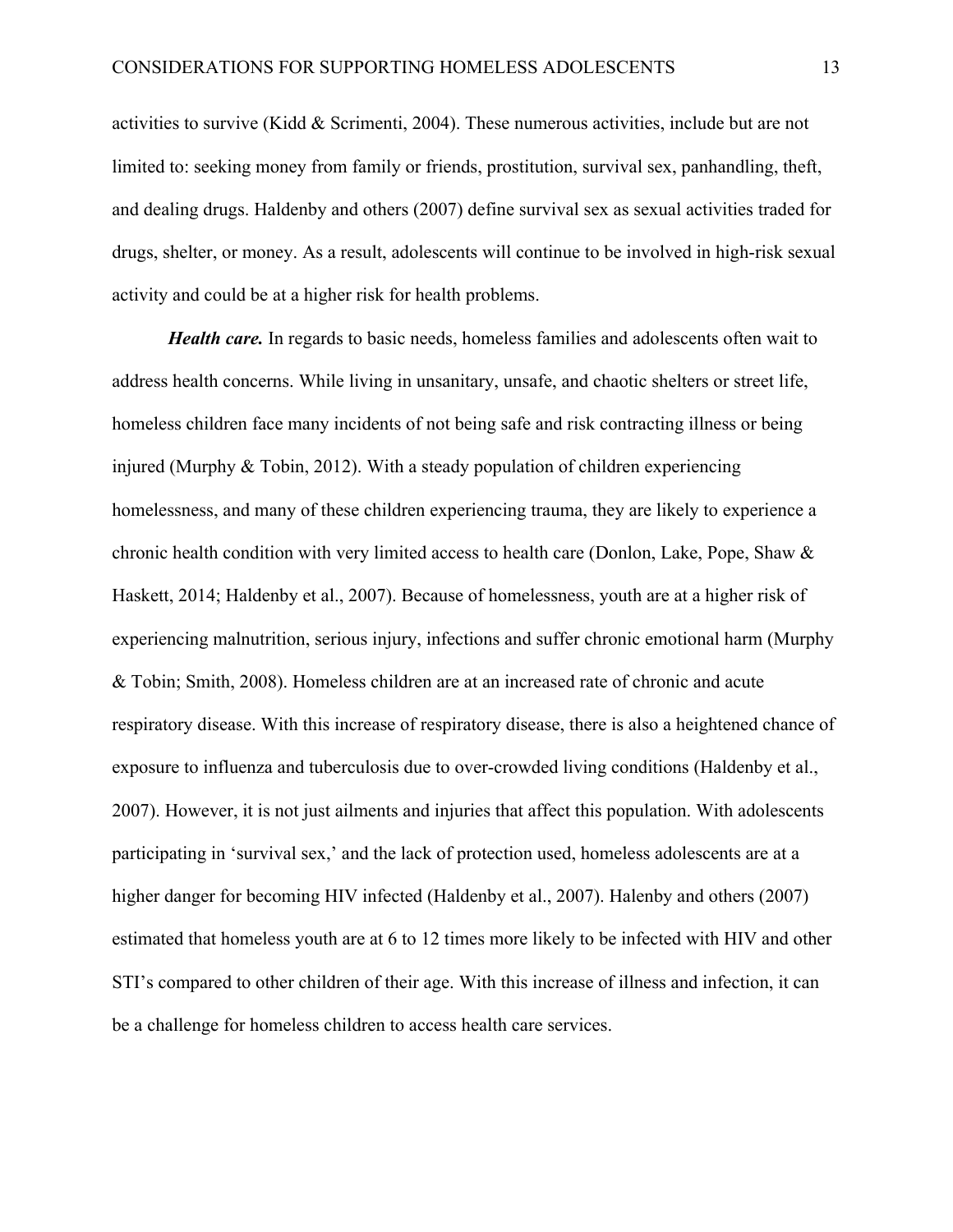activities to survive (Kidd & Scrimenti, 2004). These numerous activities, include but are not limited to: seeking money from family or friends, prostitution, survival sex, panhandling, theft, and dealing drugs. Haldenby and others (2007) define survival sex as sexual activities traded for drugs, shelter, or money. As a result, adolescents will continue to be involved in high-risk sexual activity and could be at a higher risk for health problems.

***Health care.*** In regards to basic needs, homeless families and adolescents often wait to address health concerns. While living in unsanitary, unsafe, and chaotic shelters or street life, homeless children face many incidents of not being safe and risk contracting illness or being injured (Murphy & Tobin, 2012). With a steady population of children experiencing homelessness, and many of these children experiencing trauma, they are likely to experience a chronic health condition with very limited access to health care (Donlon, Lake, Pope, Shaw & Haskett, 2014; Haldenby et al., 2007). Because of homelessness, youth are at a higher risk of experiencing malnutrition, serious injury, infections and suffer chronic emotional harm (Murphy & Tobin; Smith, 2008). Homeless children are at an increased rate of chronic and acute respiratory disease. With this increase of respiratory disease, there is also a heightened chance of exposure to influenza and tuberculosis due to over-crowded living conditions (Haldenby et al., 2007). However, it is not just ailments and injuries that affect this population. With adolescents participating in 'survival sex,' and the lack of protection used, homeless adolescents are at a higher danger for becoming HIV infected (Haldenby et al., 2007). Halenby and others (2007) estimated that homeless youth are at 6 to 12 times more likely to be infected with HIV and other STI's compared to other children of their age. With this increase of illness and infection, it can be a challenge for homeless children to access health care services.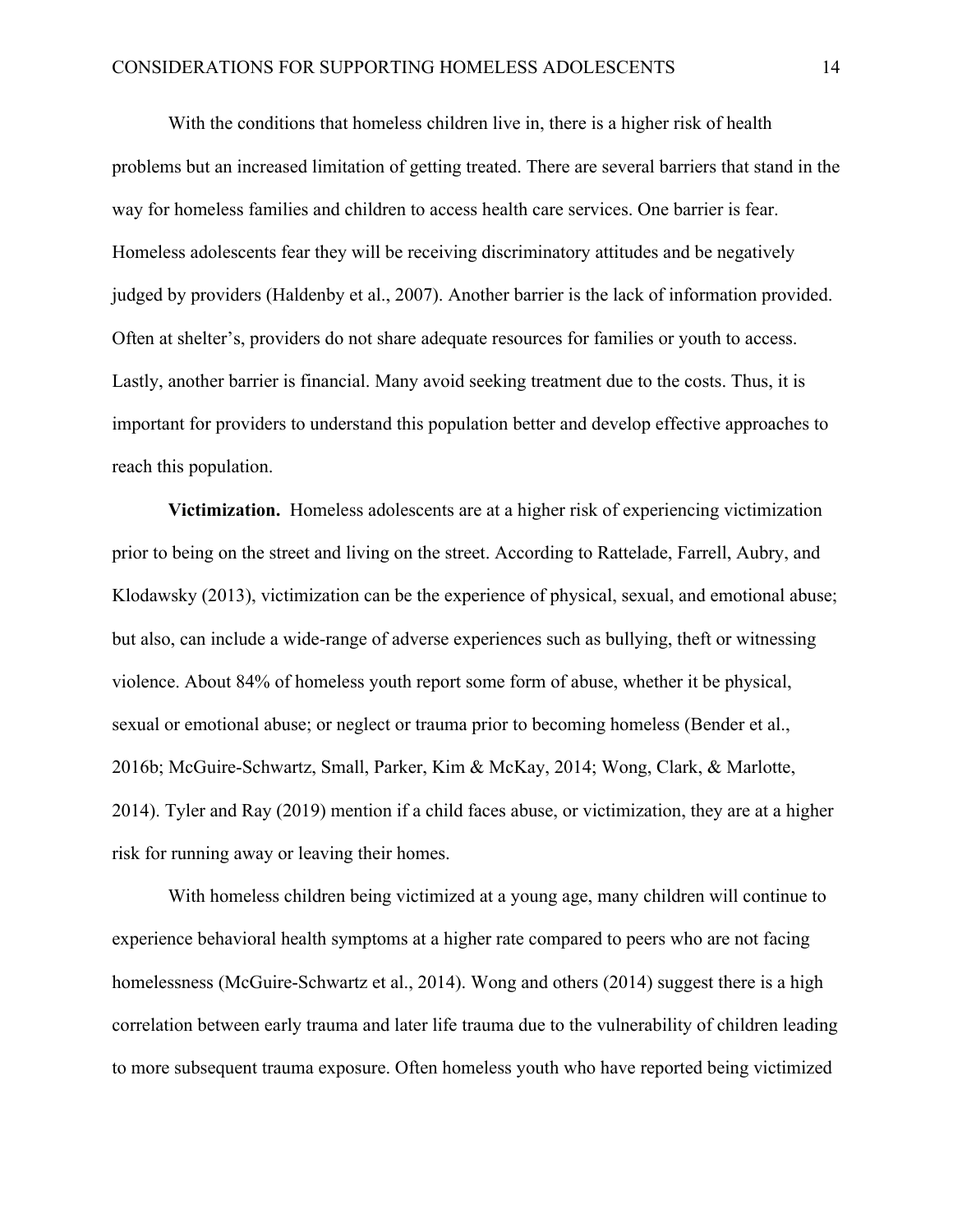With the conditions that homeless children live in, there is a higher risk of health problems but an increased limitation of getting treated. There are several barriers that stand in the way for homeless families and children to access health care services. One barrier is fear. Homeless adolescents fear they will be receiving discriminatory attitudes and be negatively judged by providers (Haldenby et al., 2007). Another barrier is the lack of information provided. Often at shelter's, providers do not share adequate resources for families or youth to access. Lastly, another barrier is financial. Many avoid seeking treatment due to the costs. Thus, it is important for providers to understand this population better and develop effective approaches to reach this population.

**Victimization.** Homeless adolescents are at a higher risk of experiencing victimization prior to being on the street and living on the street. According to Rattelade, Farrell, Aubry, and Klodawsky (2013), victimization can be the experience of physical, sexual, and emotional abuse; but also, can include a wide-range of adverse experiences such as bullying, theft or witnessing violence. About 84% of homeless youth report some form of abuse, whether it be physical, sexual or emotional abuse; or neglect or trauma prior to becoming homeless (Bender et al., 2016b; McGuire-Schwartz, Small, Parker, Kim & McKay, 2014; Wong, Clark, & Marlotte, 2014). Tyler and Ray (2019) mention if a child faces abuse, or victimization, they are at a higher risk for running away or leaving their homes.

With homeless children being victimized at a young age, many children will continue to experience behavioral health symptoms at a higher rate compared to peers who are not facing homelessness (McGuire-Schwartz et al., 2014). Wong and others (2014) suggest there is a high correlation between early trauma and later life trauma due to the vulnerability of children leading to more subsequent trauma exposure. Often homeless youth who have reported being victimized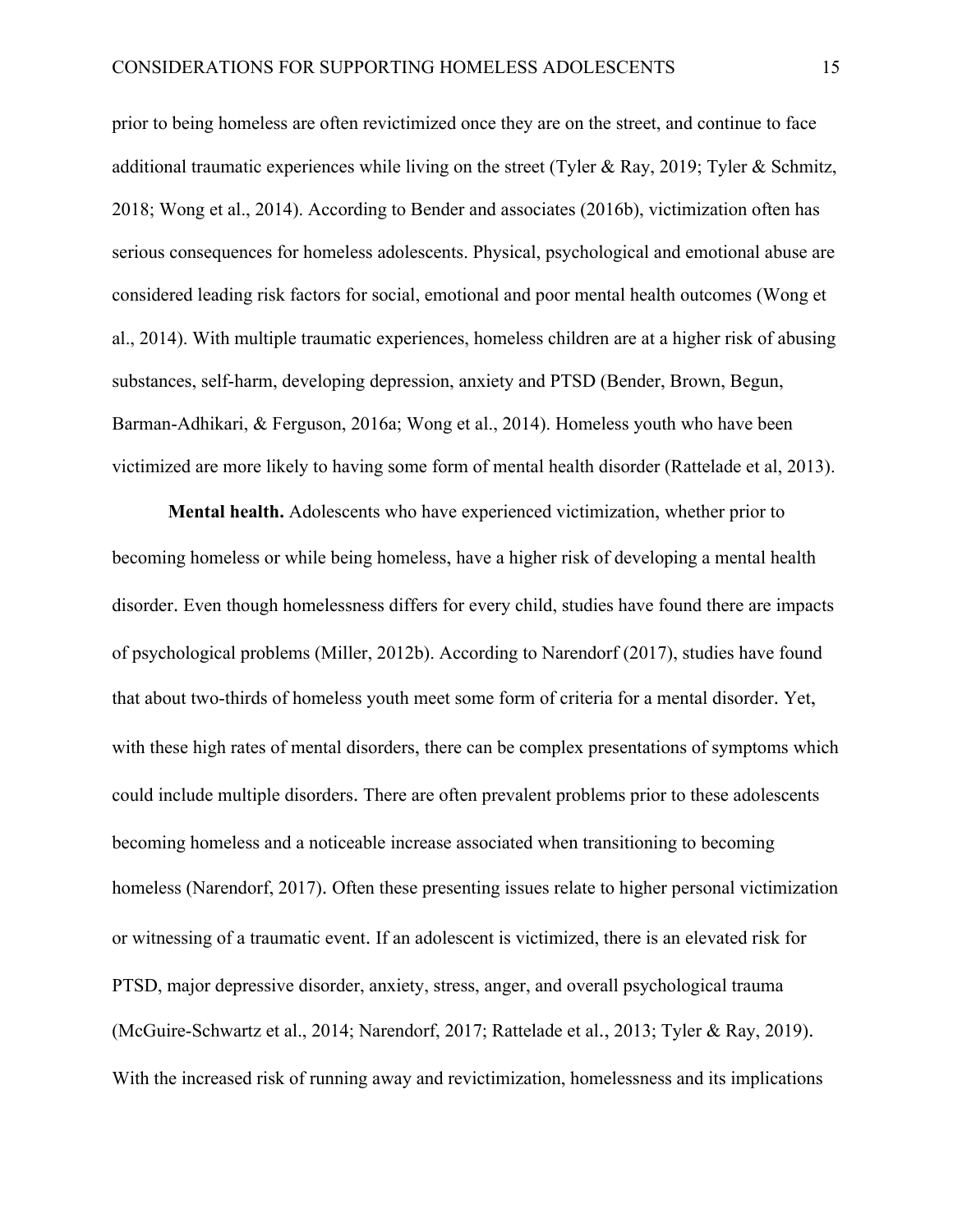prior to being homeless are often revictimized once they are on the street, and continue to face additional traumatic experiences while living on the street (Tyler & Ray, 2019; Tyler & Schmitz, 2018; Wong et al., 2014). According to Bender and associates (2016b), victimization often has serious consequences for homeless adolescents. Physical, psychological and emotional abuse are considered leading risk factors for social, emotional and poor mental health outcomes (Wong et al., 2014). With multiple traumatic experiences, homeless children are at a higher risk of abusing substances, self-harm, developing depression, anxiety and PTSD (Bender, Brown, Begun, Barman-Adhikari, & Ferguson, 2016a; Wong et al., 2014). Homeless youth who have been victimized are more likely to having some form of mental health disorder (Rattelade et al, 2013).

**Mental health.** Adolescents who have experienced victimization, whether prior to becoming homeless or while being homeless, have a higher risk of developing a mental health disorder. Even though homelessness differs for every child, studies have found there are impacts of psychological problems (Miller, 2012b). According to Narendorf (2017), studies have found that about two-thirds of homeless youth meet some form of criteria for a mental disorder. Yet, with these high rates of mental disorders, there can be complex presentations of symptoms which could include multiple disorders. There are often prevalent problems prior to these adolescents becoming homeless and a noticeable increase associated when transitioning to becoming homeless (Narendorf, 2017). Often these presenting issues relate to higher personal victimization or witnessing of a traumatic event. If an adolescent is victimized, there is an elevated risk for PTSD, major depressive disorder, anxiety, stress, anger, and overall psychological trauma (McGuire-Schwartz et al., 2014; Narendorf, 2017; Rattelade et al., 2013; Tyler & Ray, 2019). With the increased risk of running away and revictimization, homelessness and its implications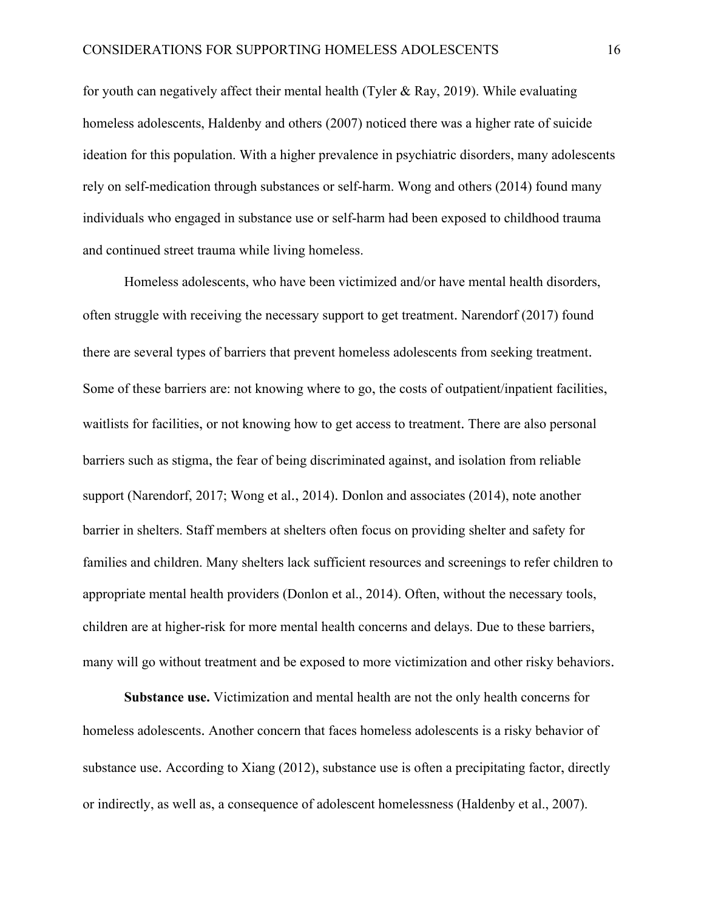for youth can negatively affect their mental health (Tyler & Ray, 2019). While evaluating homeless adolescents, Haldenby and others (2007) noticed there was a higher rate of suicide ideation for this population. With a higher prevalence in psychiatric disorders, many adolescents rely on self-medication through substances or self-harm. Wong and others (2014) found many individuals who engaged in substance use or self-harm had been exposed to childhood trauma and continued street trauma while living homeless.

Homeless adolescents, who have been victimized and/or have mental health disorders, often struggle with receiving the necessary support to get treatment. Narendorf (2017) found there are several types of barriers that prevent homeless adolescents from seeking treatment. Some of these barriers are: not knowing where to go, the costs of outpatient/inpatient facilities, waitlists for facilities, or not knowing how to get access to treatment. There are also personal barriers such as stigma, the fear of being discriminated against, and isolation from reliable support (Narendorf, 2017; Wong et al., 2014). Donlon and associates (2014), note another barrier in shelters. Staff members at shelters often focus on providing shelter and safety for families and children. Many shelters lack sufficient resources and screenings to refer children to appropriate mental health providers (Donlon et al., 2014). Often, without the necessary tools, children are at higher-risk for more mental health concerns and delays. Due to these barriers, many will go without treatment and be exposed to more victimization and other risky behaviors.

**Substance use.** Victimization and mental health are not the only health concerns for homeless adolescents. Another concern that faces homeless adolescents is a risky behavior of substance use. According to Xiang (2012), substance use is often a precipitating factor, directly or indirectly, as well as, a consequence of adolescent homelessness (Haldenby et al., 2007).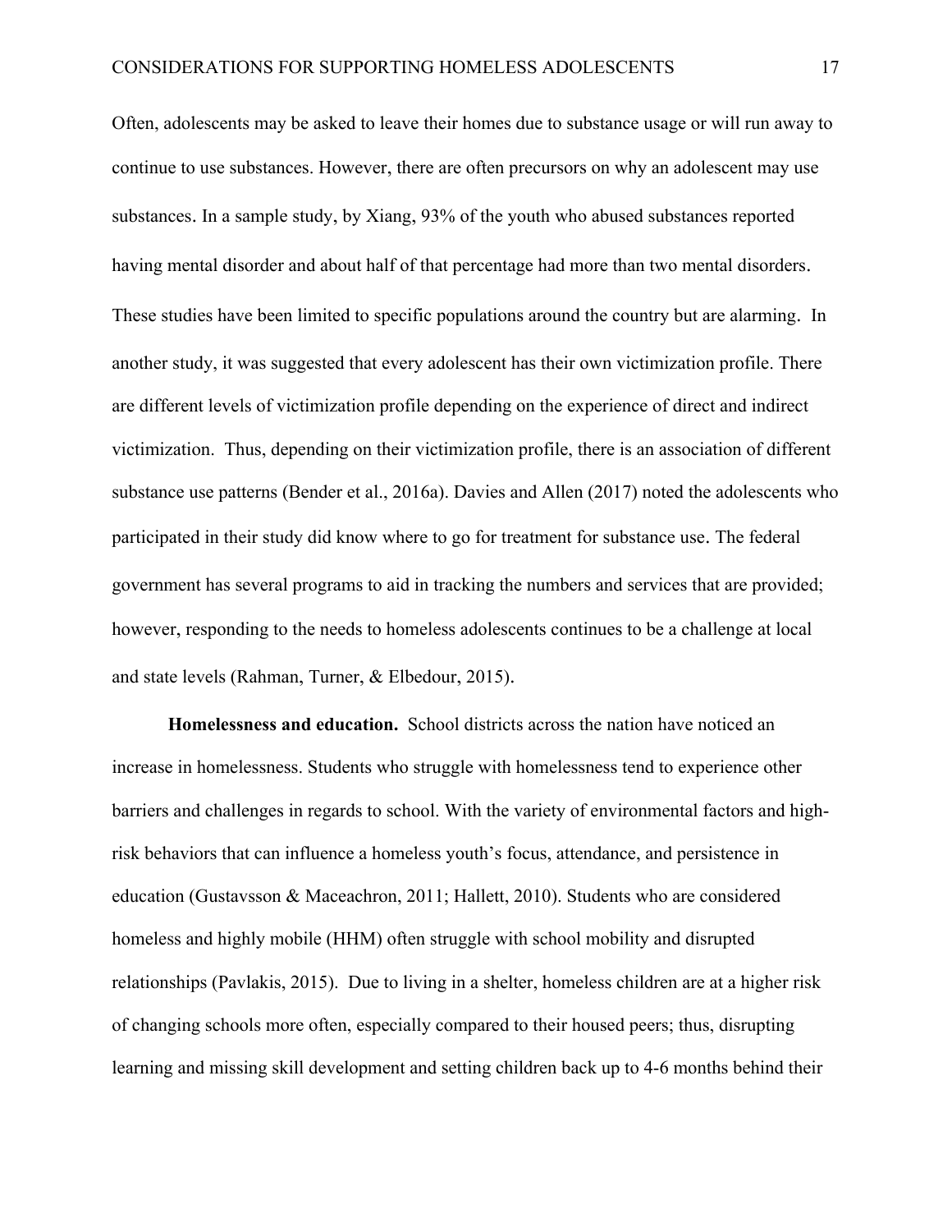Often, adolescents may be asked to leave their homes due to substance usage or will run away to continue to use substances. However, there are often precursors on why an adolescent may use substances. In a sample study, by Xiang, 93% of the youth who abused substances reported having mental disorder and about half of that percentage had more than two mental disorders. These studies have been limited to specific populations around the country but are alarming. In another study, it was suggested that every adolescent has their own victimization profile. There are different levels of victimization profile depending on the experience of direct and indirect victimization. Thus, depending on their victimization profile, there is an association of different substance use patterns (Bender et al., 2016a). Davies and Allen (2017) noted the adolescents who participated in their study did know where to go for treatment for substance use. The federal government has several programs to aid in tracking the numbers and services that are provided; however, responding to the needs to homeless adolescents continues to be a challenge at local and state levels (Rahman, Turner, & Elbedour, 2015).

**Homelessness and education.** School districts across the nation have noticed an increase in homelessness. Students who struggle with homelessness tend to experience other barriers and challenges in regards to school. With the variety of environmental factors and high-risk behaviors that can influence a homeless youth's focus, attendance, and persistence in education (Gustavsson & Maceachron, 2011; Hallett, 2010). Students who are considered homeless and highly mobile (HHM) often struggle with school mobility and disrupted relationships (Pavlakis, 2015). Due to living in a shelter, homeless children are at a higher risk of changing schools more often, especially compared to their housed peers; thus, disrupting learning and missing skill development and setting children back up to 4-6 months behind their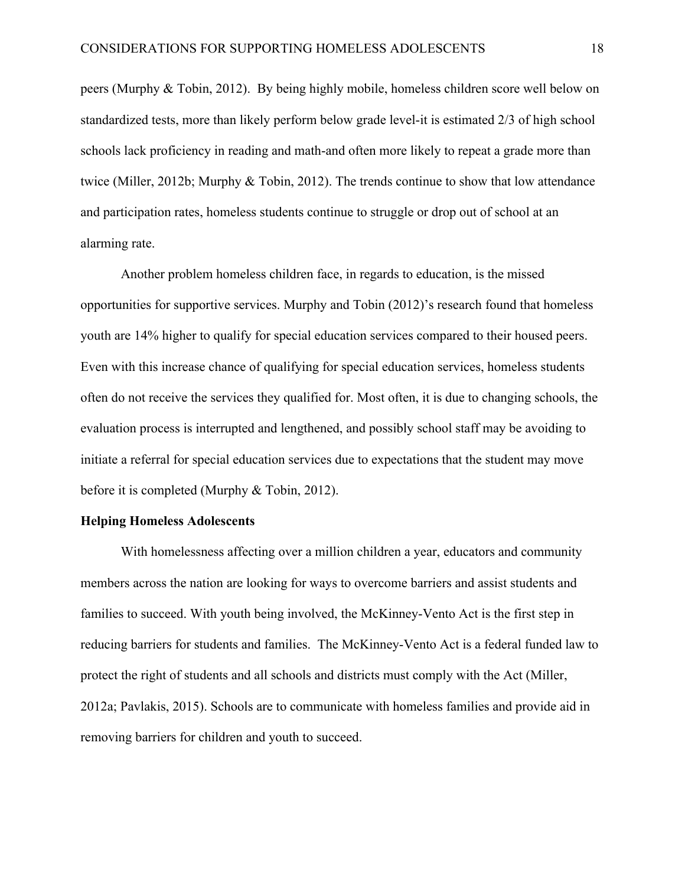peers (Murphy & Tobin, 2012). By being highly mobile, homeless children score well below on standardized tests, more than likely perform below grade level-it is estimated 2/3 of high school schools lack proficiency in reading and math-and often more likely to repeat a grade more than twice (Miller, 2012b; Murphy & Tobin, 2012). The trends continue to show that low attendance and participation rates, homeless students continue to struggle or drop out of school at an alarming rate.

Another problem homeless children face, in regards to education, is the missed opportunities for supportive services. Murphy and Tobin (2012)'s research found that homeless youth are 14% higher to qualify for special education services compared to their housed peers. Even with this increase chance of qualifying for special education services, homeless students often do not receive the services they qualified for. Most often, it is due to changing schools, the evaluation process is interrupted and lengthened, and possibly school staff may be avoiding to initiate a referral for special education services due to expectations that the student may move before it is completed (Murphy & Tobin, 2012).

**Helping Homeless Adolescents**

With homelessness affecting over a million children a year, educators and community members across the nation are looking for ways to overcome barriers and assist students and families to succeed. With youth being involved, the McKinney-Vento Act is the first step in reducing barriers for students and families. The McKinney-Vento Act is a federal funded law to protect the right of students and all schools and districts must comply with the Act (Miller, 2012a; Pavlakis, 2015). Schools are to communicate with homeless families and provide aid in removing barriers for children and youth to succeed.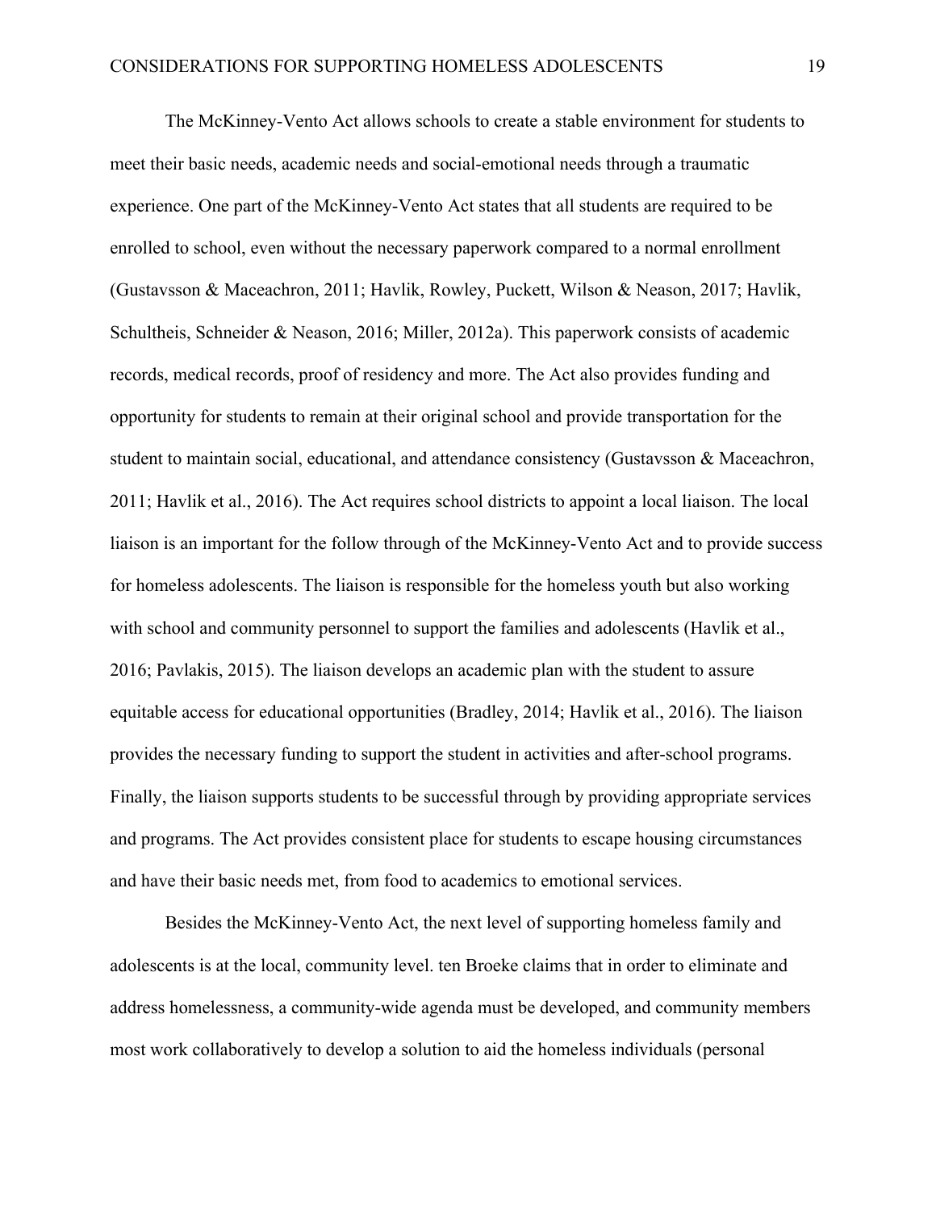The McKinney-Vento Act allows schools to create a stable environment for students to meet their basic needs, academic needs and social-emotional needs through a traumatic experience. One part of the McKinney-Vento Act states that all students are required to be enrolled to school, even without the necessary paperwork compared to a normal enrollment (Gustavsson & Maceachron, 2011; Havlik, Rowley, Puckett, Wilson & Neason, 2017; Havlik, Schultheis, Schneider & Neason, 2016; Miller, 2012a). This paperwork consists of academic records, medical records, proof of residency and more. The Act also provides funding and opportunity for students to remain at their original school and provide transportation for the student to maintain social, educational, and attendance consistency (Gustavsson & Maceachron, 2011; Havlik et al., 2016). The Act requires school districts to appoint a local liaison. The local liaison is an important for the follow through of the McKinney-Vento Act and to provide success for homeless adolescents. The liaison is responsible for the homeless youth but also working with school and community personnel to support the families and adolescents (Havlik et al., 2016; Pavlakis, 2015). The liaison develops an academic plan with the student to assure equitable access for educational opportunities (Bradley, 2014; Havlik et al., 2016). The liaison provides the necessary funding to support the student in activities and after-school programs. Finally, the liaison supports students to be successful through by providing appropriate services and programs. The Act provides consistent place for students to escape housing circumstances and have their basic needs met, from food to academics to emotional services.

Besides the McKinney-Vento Act, the next level of supporting homeless family and adolescents is at the local, community level. ten Broeke claims that in order to eliminate and address homelessness, a community-wide agenda must be developed, and community members most work collaboratively to develop a solution to aid the homeless individuals (personal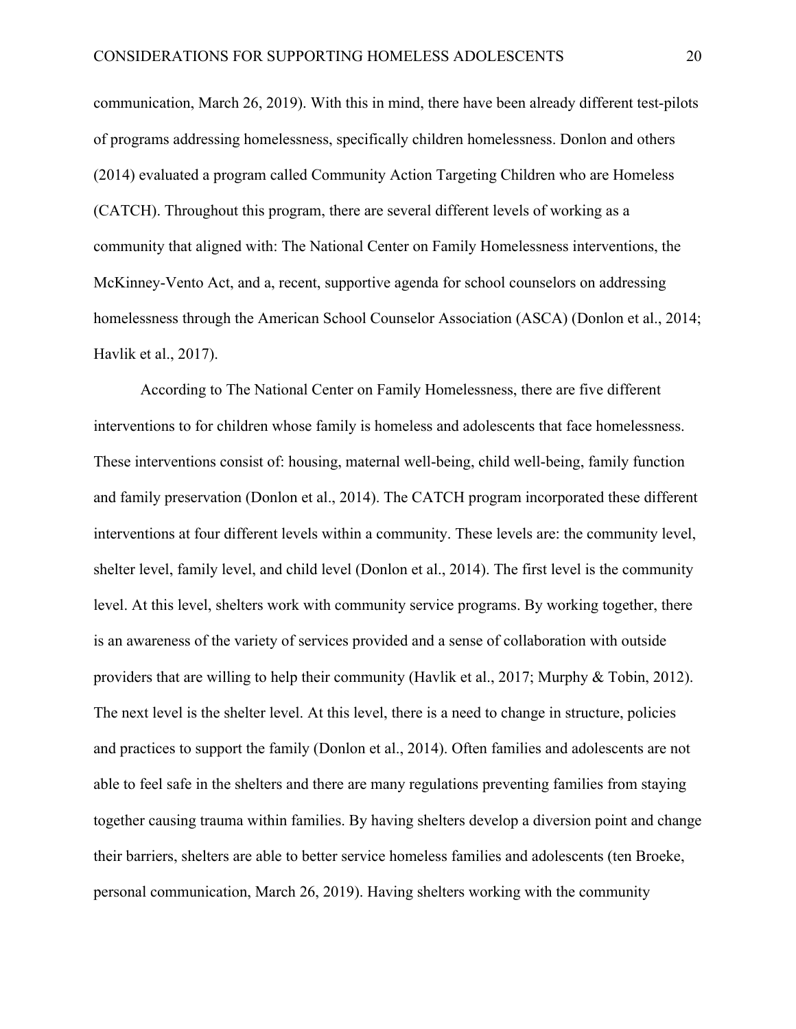communication, March 26, 2019). With this in mind, there have been already different test-pilots of programs addressing homelessness, specifically children homelessness. Donlon and others (2014) evaluated a program called Community Action Targeting Children who are Homeless (CATCH). Throughout this program, there are several different levels of working as a community that aligned with: The National Center on Family Homelessness interventions, the McKinney-Vento Act, and a, recent, supportive agenda for school counselors on addressing homelessness through the American School Counselor Association (ASCA) (Donlon et al., 2014; Havlik et al., 2017).

According to The National Center on Family Homelessness, there are five different interventions to for children whose family is homeless and adolescents that face homelessness. These interventions consist of: housing, maternal well-being, child well-being, family function and family preservation (Donlon et al., 2014). The CATCH program incorporated these different interventions at four different levels within a community. These levels are: the community level, shelter level, family level, and child level (Donlon et al., 2014). The first level is the community level. At this level, shelters work with community service programs. By working together, there is an awareness of the variety of services provided and a sense of collaboration with outside providers that are willing to help their community (Havlik et al., 2017; Murphy & Tobin, 2012). The next level is the shelter level. At this level, there is a need to change in structure, policies and practices to support the family (Donlon et al., 2014). Often families and adolescents are not able to feel safe in the shelters and there are many regulations preventing families from staying together causing trauma within families. By having shelters develop a diversion point and change their barriers, shelters are able to better service homeless families and adolescents (ten Broeke, personal communication, March 26, 2019). Having shelters working with the community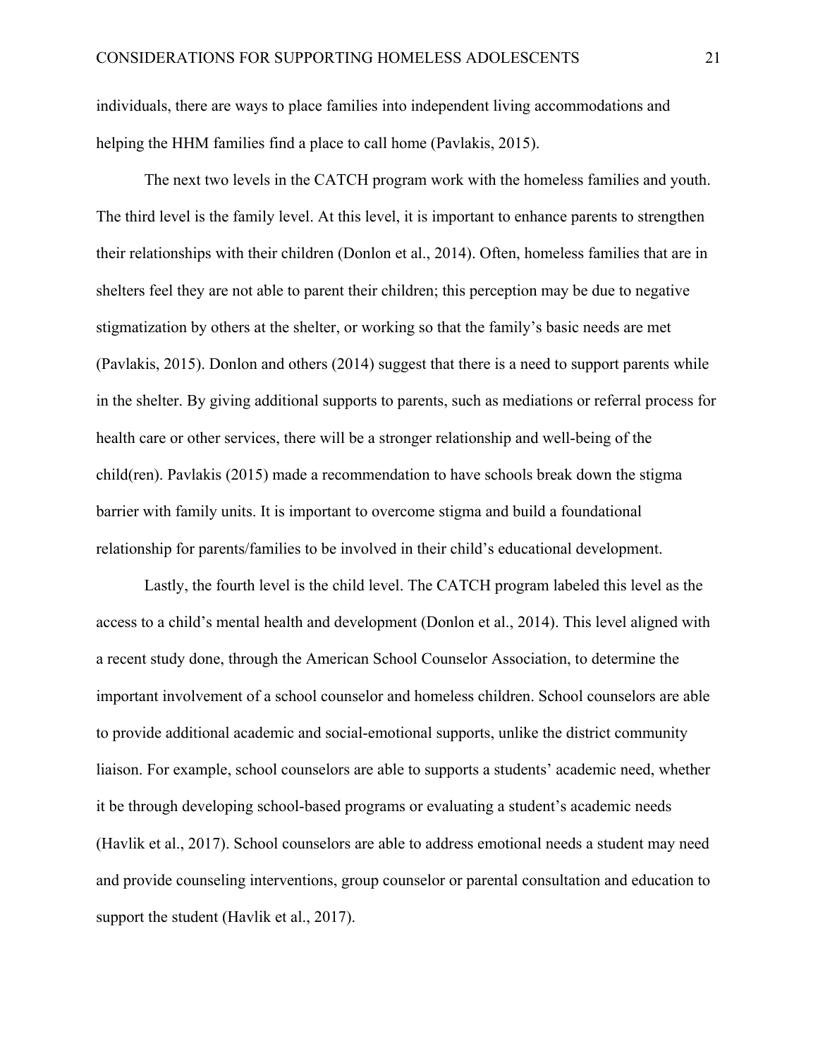individuals, there are ways to place families into independent living accommodations and helping the HHM families find a place to call home (Pavlakis, 2015).

The next two levels in the CATCH program work with the homeless families and youth. The third level is the family level. At this level, it is important to enhance parents to strengthen their relationships with their children (Donlon et al., 2014). Often, homeless families that are in shelters feel they are not able to parent their children; this perception may be due to negative stigmatization by others at the shelter, or working so that the family's basic needs are met (Pavlakis, 2015). Donlon and others (2014) suggest that there is a need to support parents while in the shelter. By giving additional supports to parents, such as mediations or referral process for health care or other services, there will be a stronger relationship and well-being of the child(ren). Pavlakis (2015) made a recommendation to have schools break down the stigma barrier with family units. It is important to overcome stigma and build a foundational relationship for parents/families to be involved in their child's educational development.

Lastly, the fourth level is the child level. The CATCH program labeled this level as the access to a child's mental health and development (Donlon et al., 2014). This level aligned with a recent study done, through the American School Counselor Association, to determine the important involvement of a school counselor and homeless children. School counselors are able to provide additional academic and social-emotional supports, unlike the district community liaison. For example, school counselors are able to supports a students' academic need, whether it be through developing school-based programs or evaluating a student's academic needs (Havlik et al., 2017). School counselors are able to address emotional needs a student may need and provide counseling interventions, group counselor or parental consultation and education to support the student (Havlik et al., 2017).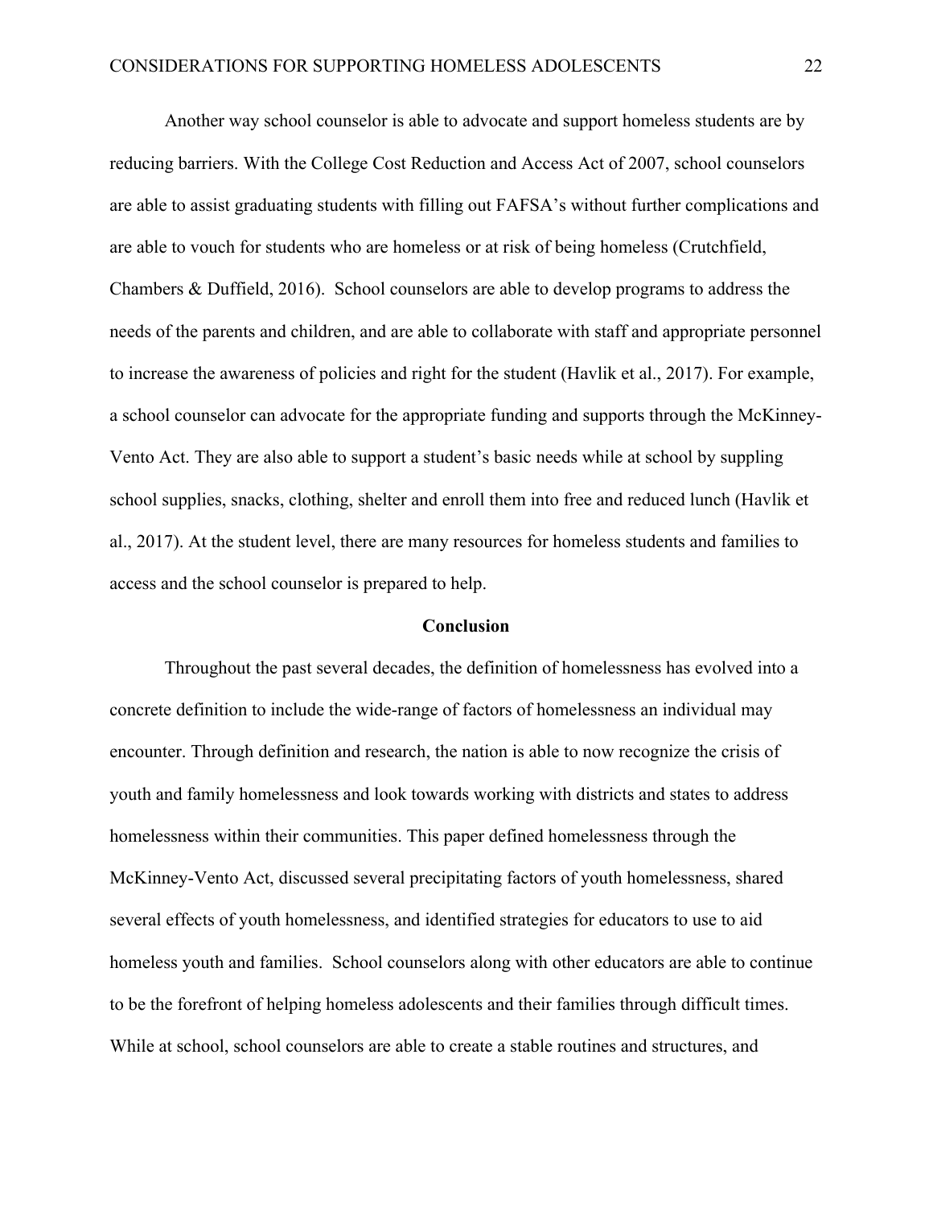Another way school counselor is able to advocate and support homeless students are by reducing barriers. With the College Cost Reduction and Access Act of 2007, school counselors are able to assist graduating students with filling out FAFSA's without further complications and are able to vouch for students who are homeless or at risk of being homeless (Crutchfield, Chambers & Duffield, 2016). School counselors are able to develop programs to address the needs of the parents and children, and are able to collaborate with staff and appropriate personnel to increase the awareness of policies and right for the student (Havlik et al., 2017). For example, a school counselor can advocate for the appropriate funding and supports through the McKinney-Vento Act. They are also able to support a student's basic needs while at school by suppling school supplies, snacks, clothing, shelter and enroll them into free and reduced lunch (Havlik et al., 2017). At the student level, there are many resources for homeless students and families to access and the school counselor is prepared to help.

## Conclusion

Throughout the past several decades, the definition of homelessness has evolved into a concrete definition to include the wide-range of factors of homelessness an individual may encounter. Through definition and research, the nation is able to now recognize the crisis of youth and family homelessness and look towards working with districts and states to address homelessness within their communities. This paper defined homelessness through the McKinney-Vento Act, discussed several precipitating factors of youth homelessness, shared several effects of youth homelessness, and identified strategies for educators to use to aid homeless youth and families. School counselors along with other educators are able to continue to be the forefront of helping homeless adolescents and their families through difficult times. While at school, school counselors are able to create a stable routines and structures, and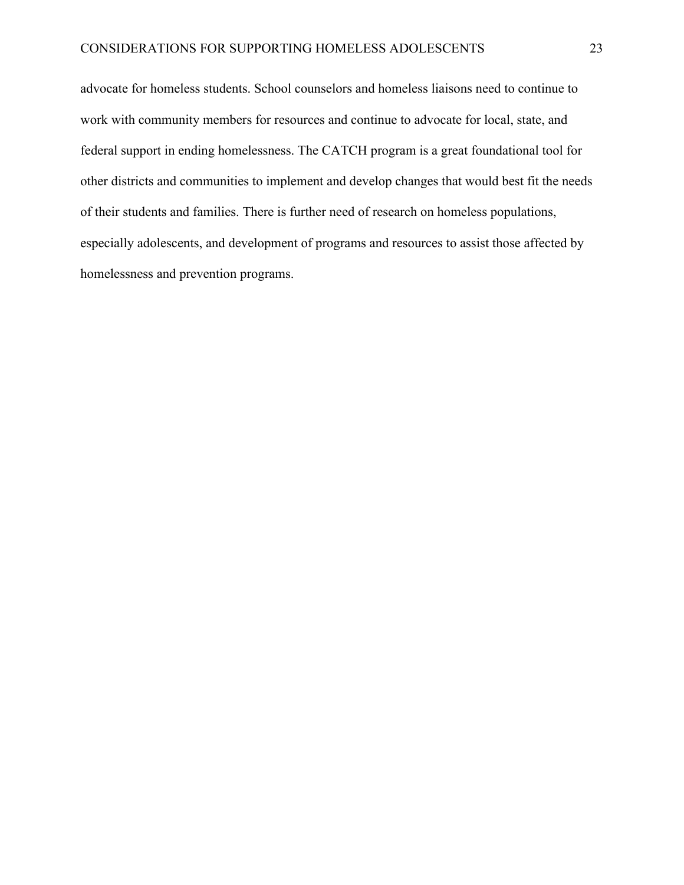advocate for homeless students. School counselors and homeless liaisons need to continue to work with community members for resources and continue to advocate for local, state, and federal support in ending homelessness. The CATCH program is a great foundational tool for other districts and communities to implement and develop changes that would best fit the needs of their students and families. There is further need of research on homeless populations, especially adolescents, and development of programs and resources to assist those affected by homelessness and prevention programs.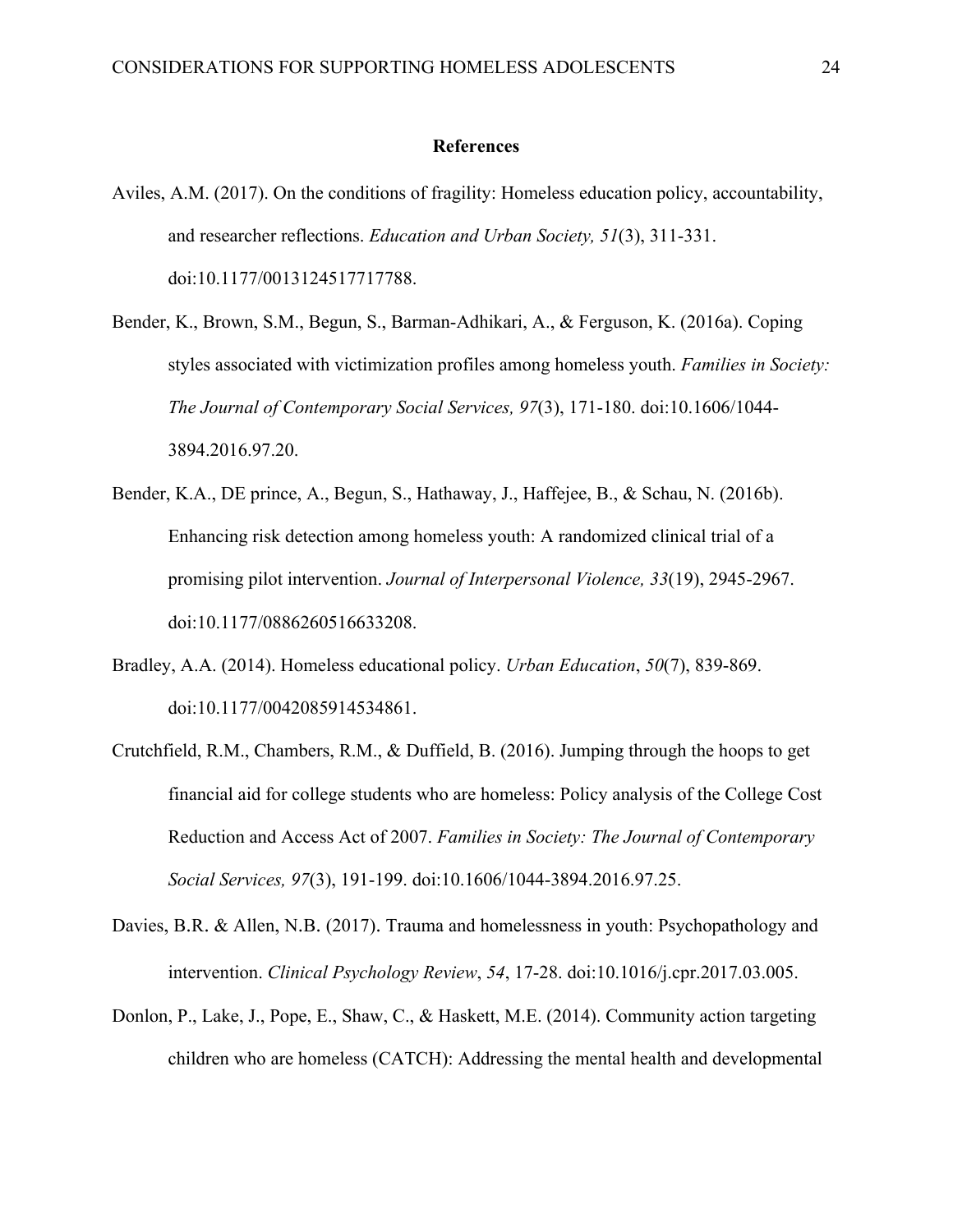# References

Aviles, A.M. (2017). On the conditions of fragility: Homeless education policy, accountability, and researcher reflections. *Education and Urban Society, 51*(3), 311-331. doi:10.1177/0013124517717788.

Bender, K., Brown, S.M., Begun, S., Barman-Adhikari, A., & Ferguson, K. (2016a). Coping styles associated with victimization profiles among homeless youth. *Families in Society: The Journal of Contemporary Social Services, 97*(3), 171-180. doi:10.1606/1044-3894.2016.97.20.

Bender, K.A., DE prince, A., Begun, S., Hathaway, J., Haffejee, B., & Schau, N. (2016b). Enhancing risk detection among homeless youth: A randomized clinical trial of a promising pilot intervention. *Journal of Interpersonal Violence, 33*(19), 2945-2967. doi:10.1177/0886260516633208.

Bradley, A.A. (2014). Homeless educational policy. *Urban Education*, *50*(7), 839-869. doi:10.1177/0042085914534861.

Crutchfield, R.M., Chambers, R.M., & Duffield, B. (2016). Jumping through the hoops to get financial aid for college students who are homeless: Policy analysis of the College Cost Reduction and Access Act of 2007. *Families in Society: The Journal of Contemporary Social Services, 97*(3), 191-199. doi:10.1606/1044-3894.2016.97.25.

Davies, B.R. & Allen, N.B. (2017). Trauma and homelessness in youth: Psychopathology and intervention. *Clinical Psychology Review*, *54*, 17-28. doi:10.1016/j.cpr.2017.03.005.

Donlon, P., Lake, J., Pope, E., Shaw, C., & Haskett, M.E. (2014). Community action targeting children who are homeless (CATCH): Addressing the mental health and developmental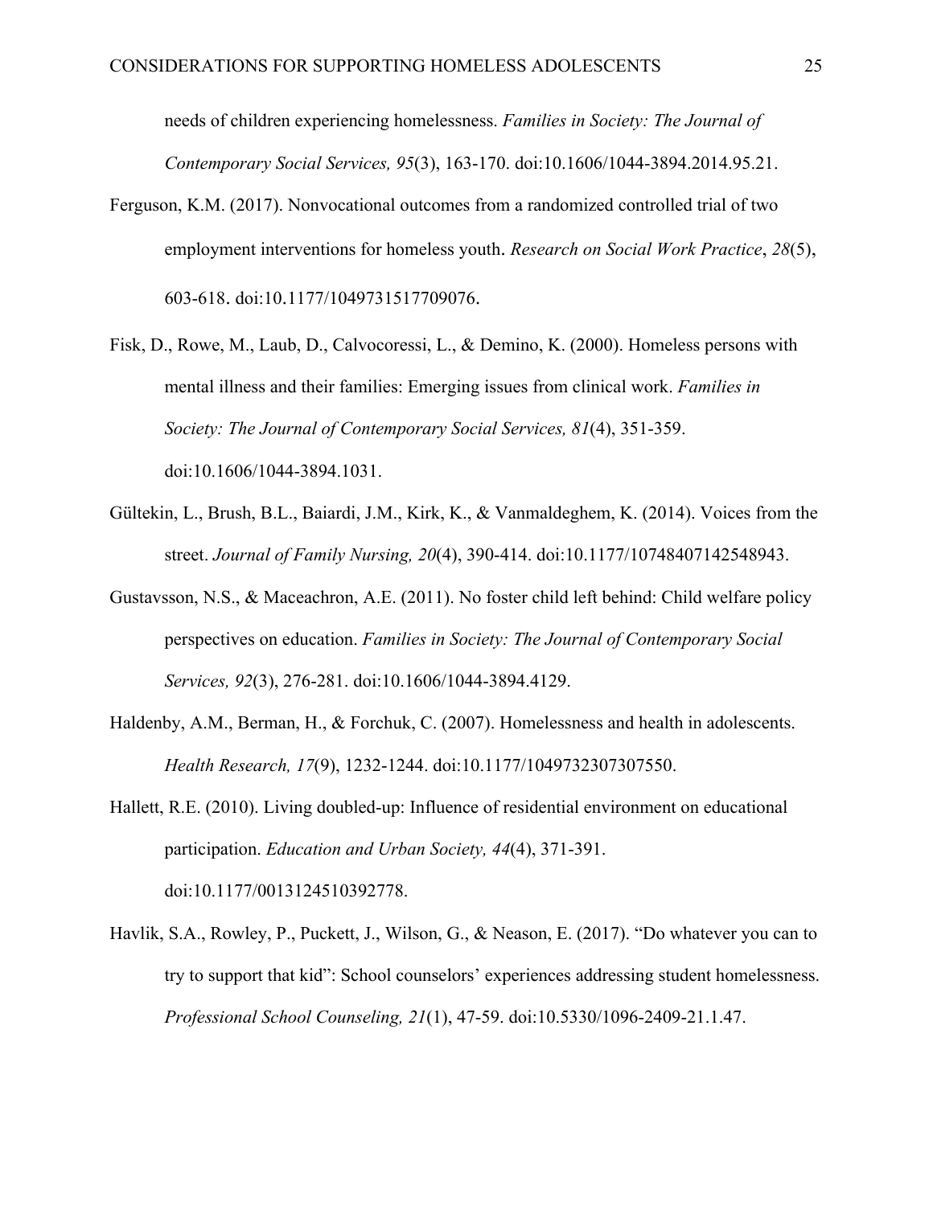needs of children experiencing homelessness. *Families in Society: The Journal of Contemporary Social Services, 95*(3), 163-170. doi:10.1606/1044-3894.2014.95.21.

Ferguson, K.M. (2017). Nonvocational outcomes from a randomized controlled trial of two employment interventions for homeless youth. *Research on Social Work Practice*, *28*(5), 603-618. doi:10.1177/1049731517709076.

Fisk, D., Rowe, M., Laub, D., Calvocoressi, L., & Demino, K. (2000). Homeless persons with mental illness and their families: Emerging issues from clinical work. *Families in Society: The Journal of Contemporary Social Services, 81*(4), 351-359. doi:10.1606/1044-3894.1031.

Gültekin, L., Brush, B.L., Baiardi, J.M., Kirk, K., & Vanmaldeghem, K. (2014). Voices from the street. *Journal of Family Nursing, 20*(4), 390-414. doi:10.1177/10748407142548943.

Gustavsson, N.S., & Maceachron, A.E. (2011). No foster child left behind: Child welfare policy perspectives on education. *Families in Society: The Journal of Contemporary Social Services, 92*(3), 276-281. doi:10.1606/1044-3894.4129.

Haldenby, A.M., Berman, H., & Forchuk, C. (2007). Homelessness and health in adolescents. *Health Research, 17*(9), 1232-1244. doi:10.1177/1049732307307550.

Hallett, R.E. (2010). Living doubled-up: Influence of residential environment on educational participation. *Education and Urban Society, 44*(4), 371-391. doi:10.1177/0013124510392778.

Havlik, S.A., Rowley, P., Puckett, J., Wilson, G., & Neason, E. (2017). "Do whatever you can to try to support that kid": School counselors' experiences addressing student homelessness. *Professional School Counseling, 21*(1), 47-59. doi:10.5330/1096-2409-21.1.47.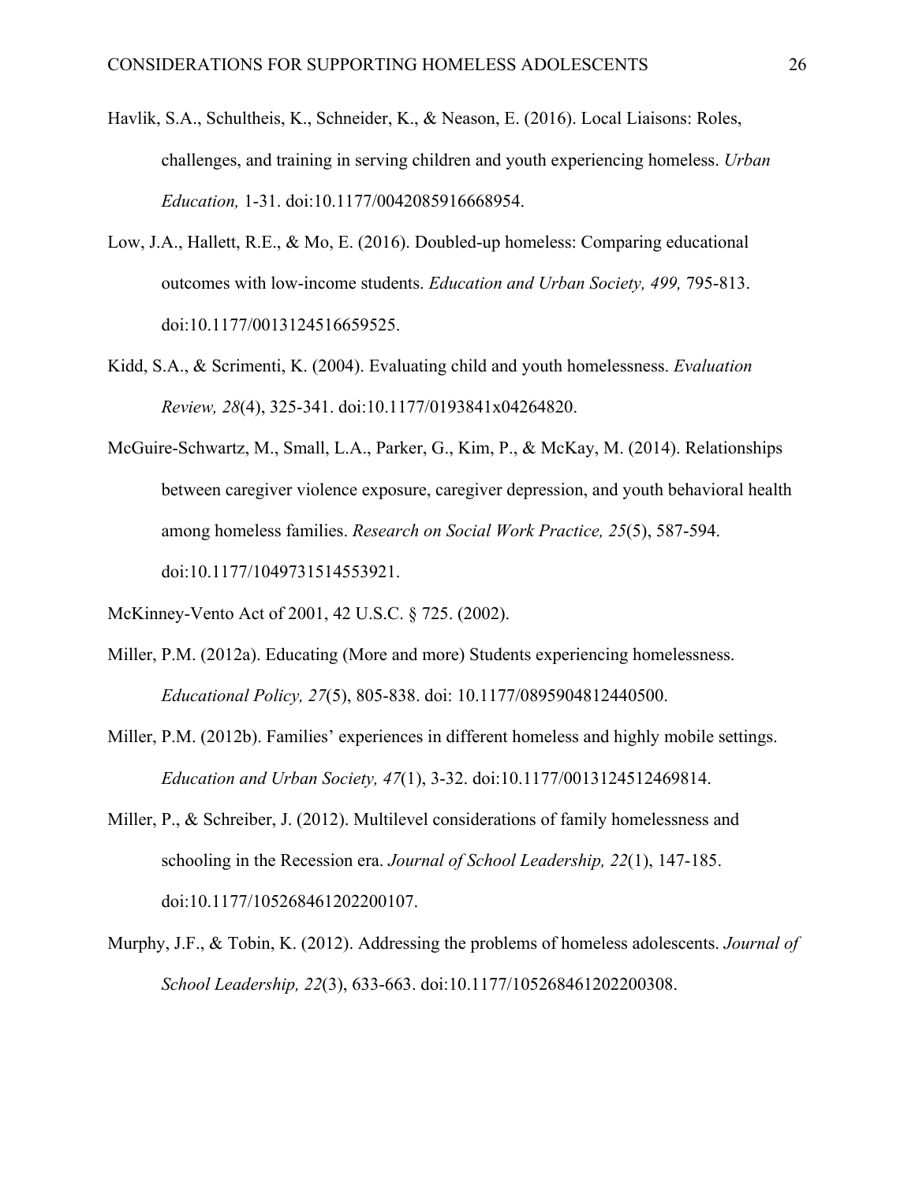Havlik, S.A., Schultheis, K., Schneider, K., & Neason, E. (2016). Local Liaisons: Roles, challenges, and training in serving children and youth experiencing homeless. *Urban Education,* 1-31. doi:10.1177/0042085916668954.

Low, J.A., Hallett, R.E., & Mo, E. (2016). Doubled-up homeless: Comparing educational outcomes with low-income students. *Education and Urban Society, 499,* 795-813. doi:10.1177/0013124516659525.

Kidd, S.A., & Scrimenti, K. (2004). Evaluating child and youth homelessness. *Evaluation Review, 28*(4), 325-341. doi:10.1177/0193841x04264820.

McGuire-Schwartz, M., Small, L.A., Parker, G., Kim, P., & McKay, M. (2014). Relationships between caregiver violence exposure, caregiver depression, and youth behavioral health among homeless families. *Research on Social Work Practice, 25*(5), 587-594. doi:10.1177/1049731514553921.

McKinney-Vento Act of 2001, 42 U.S.C. § 725. (2002).

Miller, P.M. (2012a). Educating (More and more) Students experiencing homelessness. *Educational Policy, 27*(5), 805-838. doi: 10.1177/0895904812440500.

Miller, P.M. (2012b). Families' experiences in different homeless and highly mobile settings. *Education and Urban Society, 47*(1), 3-32. doi:10.1177/0013124512469814.

Miller, P., & Schreiber, J. (2012). Multilevel considerations of family homelessness and schooling in the Recession era. *Journal of School Leadership, 22*(1), 147-185. doi:10.1177/105268461202200107.

Murphy, J.F., & Tobin, K. (2012). Addressing the problems of homeless adolescents. *Journal of School Leadership, 22*(3), 633-663. doi:10.1177/105268461202200308.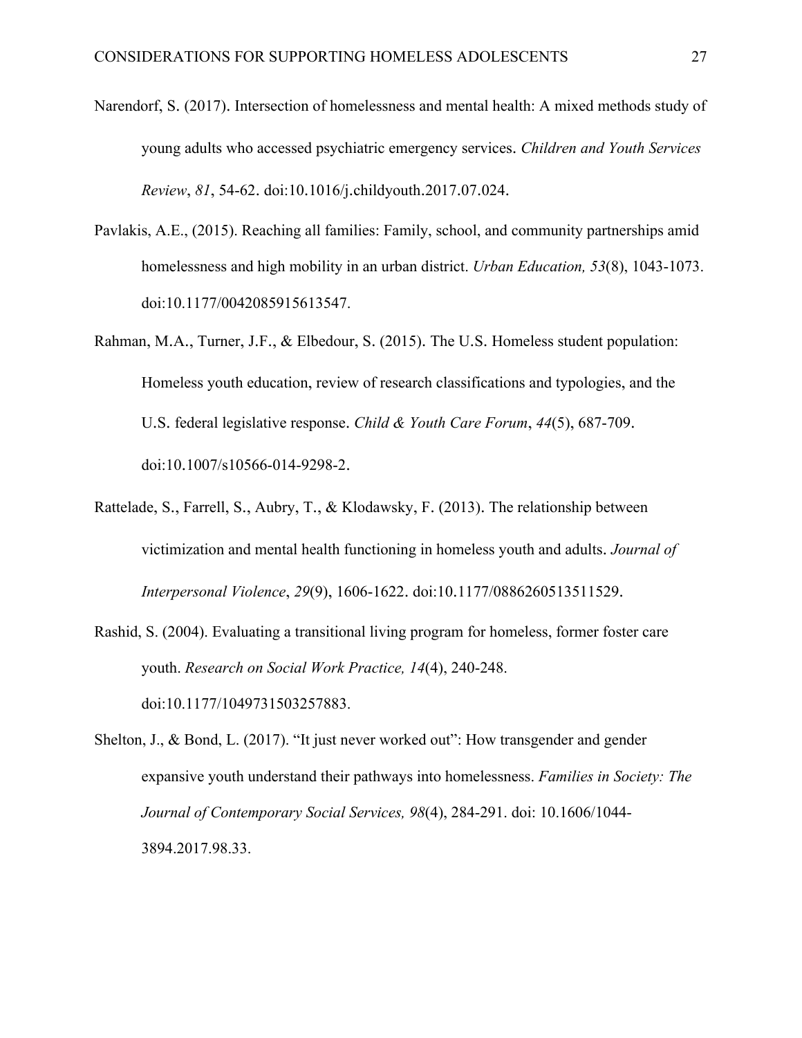Narendorf, S. (2017). Intersection of homelessness and mental health: A mixed methods study of young adults who accessed psychiatric emergency services. *Children and Youth Services Review*, *81*, 54-62. doi:10.1016/j.childyouth.2017.07.024.

Pavlakis, A.E., (2015). Reaching all families: Family, school, and community partnerships amid homelessness and high mobility in an urban district. *Urban Education, 53*(8), 1043-1073. doi:10.1177/0042085915613547.

Rahman, M.A., Turner, J.F., & Elbedour, S. (2015). The U.S. Homeless student population: Homeless youth education, review of research classifications and typologies, and the U.S. federal legislative response. *Child & Youth Care Forum*, *44*(5), 687-709. doi:10.1007/s10566-014-9298-2.

Rattelade, S., Farrell, S., Aubry, T., & Klodawsky, F. (2013). The relationship between victimization and mental health functioning in homeless youth and adults. *Journal of Interpersonal Violence*, *29*(9), 1606-1622. doi:10.1177/0886260513511529.

Rashid, S. (2004). Evaluating a transitional living program for homeless, former foster care youth. *Research on Social Work Practice, 14*(4), 240-248. doi:10.1177/1049731503257883.

Shelton, J., & Bond, L. (2017). "It just never worked out": How transgender and gender expansive youth understand their pathways into homelessness. *Families in Society: The Journal of Contemporary Social Services, 98*(4), 284-291. doi: 10.1606/1044-3894.2017.98.33.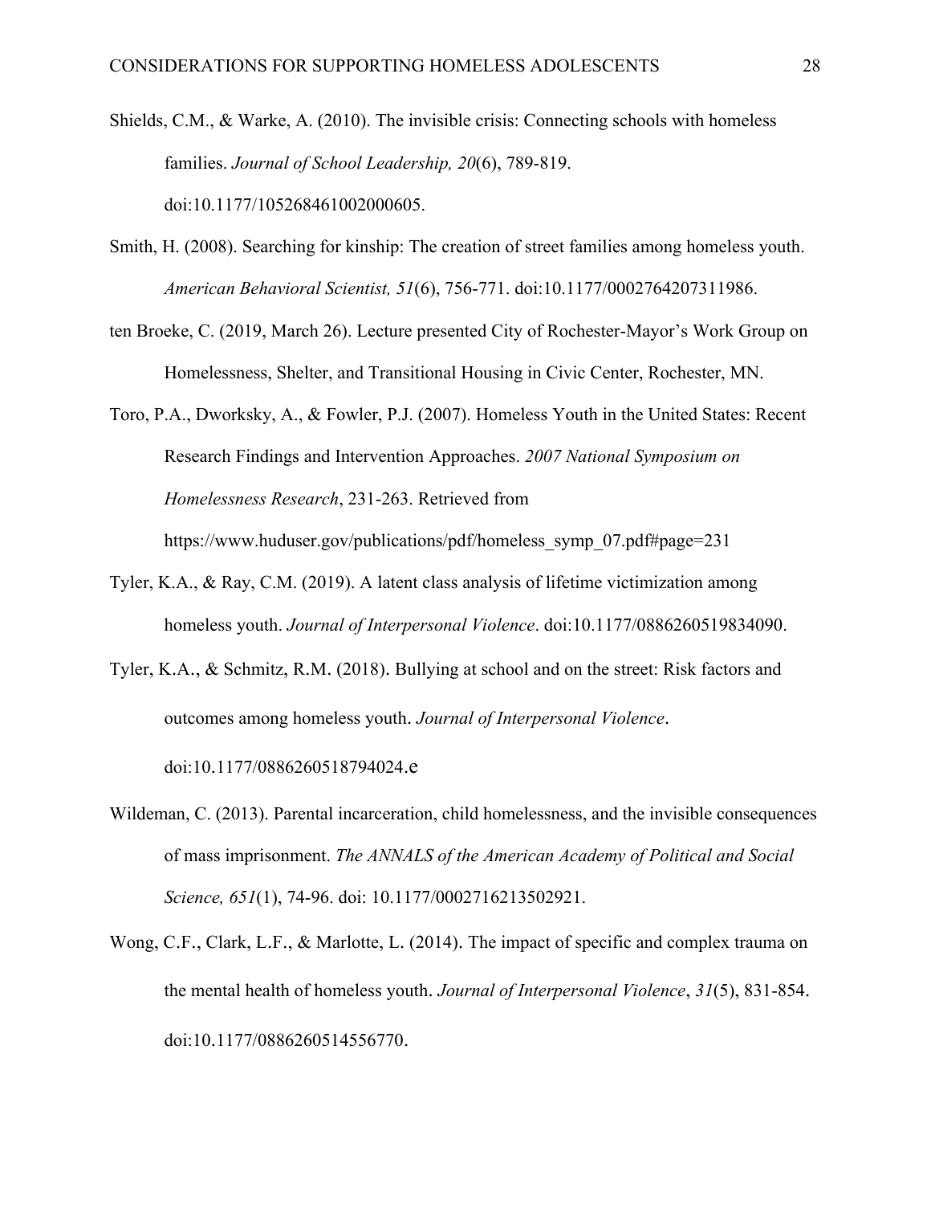Shields, C.M., & Warke, A. (2010). The invisible crisis: Connecting schools with homeless families. *Journal of School Leadership, 20*(6), 789-819. doi:10.1177/105268461002000605.

Smith, H. (2008). Searching for kinship: The creation of street families among homeless youth. *American Behavioral Scientist, 51*(6), 756-771. doi:10.1177/0002764207311986.

ten Broeke, C. (2019, March 26). Lecture presented City of Rochester-Mayor's Work Group on Homelessness, Shelter, and Transitional Housing in Civic Center, Rochester, MN.

Toro, P.A., Dworksky, A., & Fowler, P.J. (2007). Homeless Youth in the United States: Recent Research Findings and Intervention Approaches. *2007 National Symposium on Homelessness Research*, 231-263. Retrieved from https://www.huduser.gov/publications/pdf/homeless_symp_07.pdf#page=231

Tyler, K.A., & Ray, C.M. (2019). A latent class analysis of lifetime victimization among homeless youth. *Journal of Interpersonal Violence*. doi:10.1177/0886260519834090.

Tyler, K.A., & Schmitz, R.M. (2018). Bullying at school and on the street: Risk factors and outcomes among homeless youth. *Journal of Interpersonal Violence*. doi:10.1177/0886260518794024.e

Wildeman, C. (2013). Parental incarceration, child homelessness, and the invisible consequences of mass imprisonment. *The ANNALS of the American Academy of Political and Social Science, 651*(1), 74-96. doi: 10.1177/0002716213502921.

Wong, C.F., Clark, L.F., & Marlotte, L. (2014). The impact of specific and complex trauma on the mental health of homeless youth. *Journal of Interpersonal Violence*, *31*(5), 831-854. doi:10.1177/0886260514556770.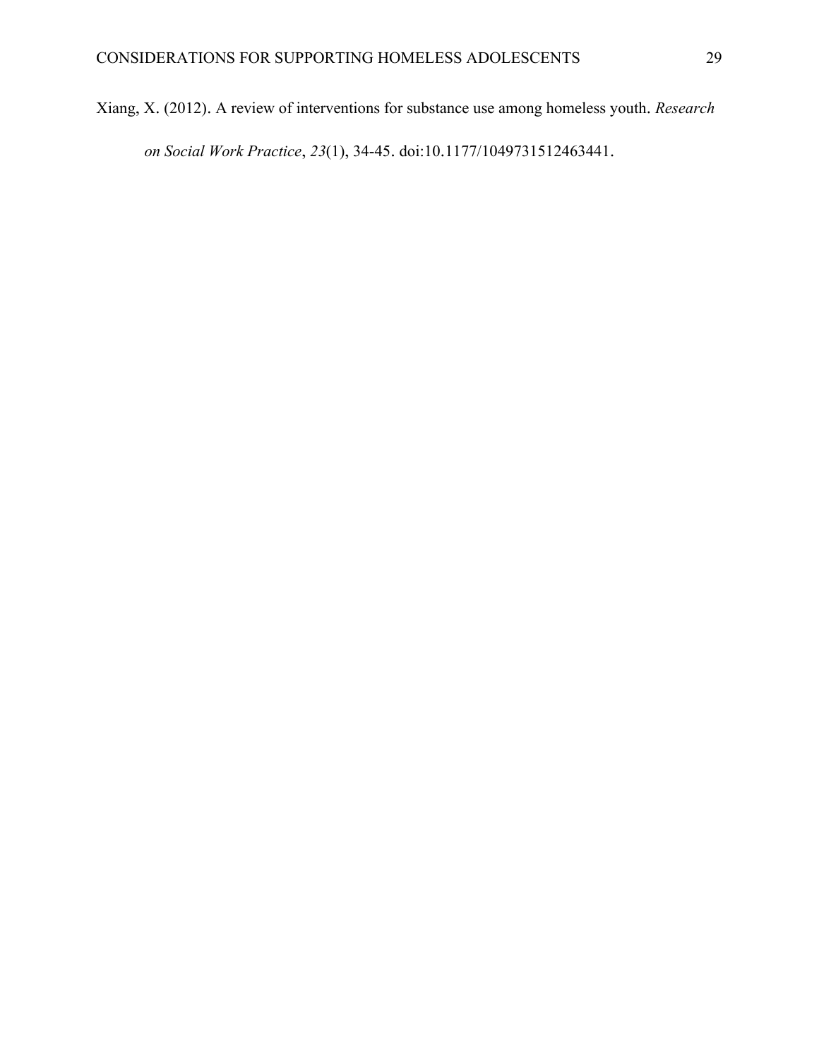Xiang, X. (2012). A review of interventions for substance use among homeless youth. *Research on Social Work Practice*, *23*(1), 34-45. doi:10.1177/1049731512463441.